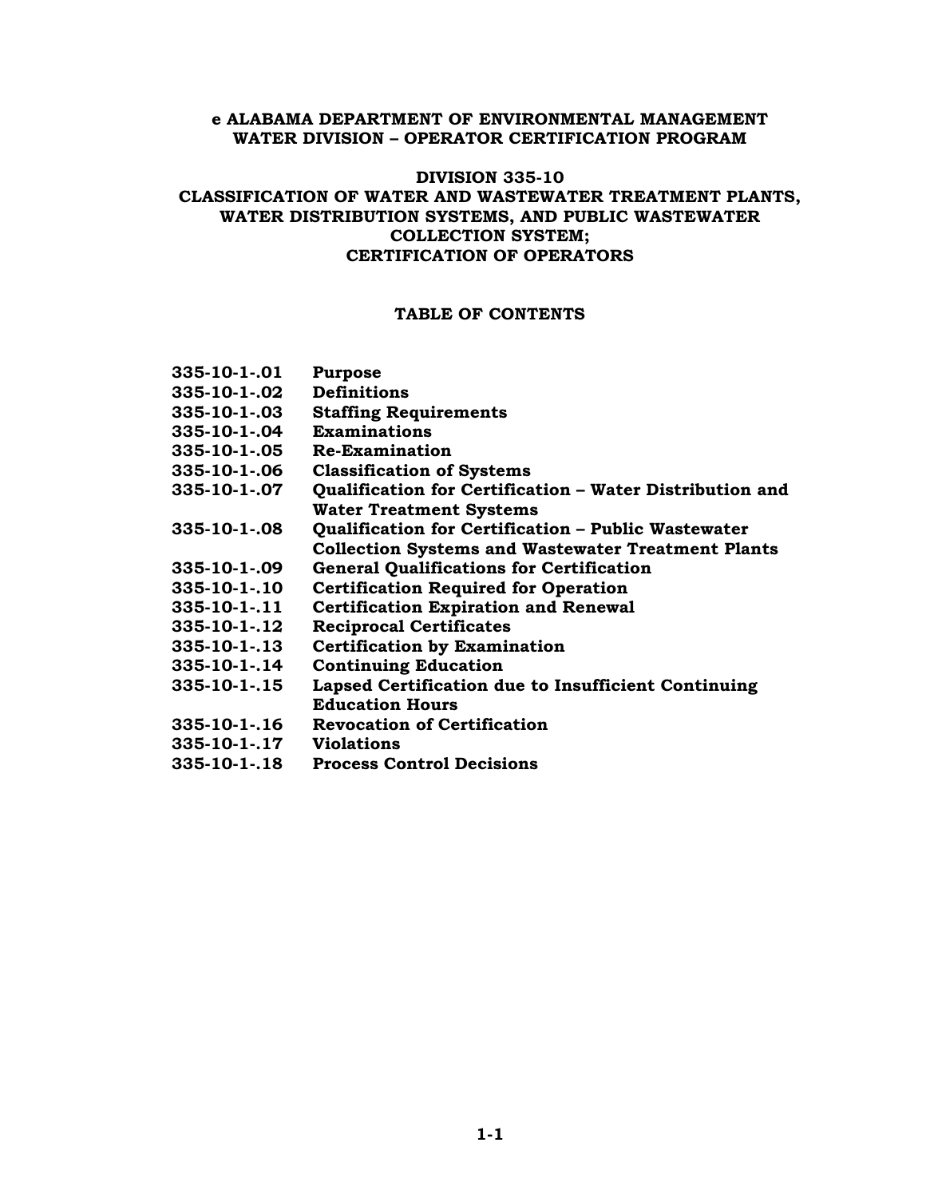**e ALABAMA DEPARTMENT OF ENVIRONMENTAL MANAGEMENT**
**WATER DIVISION – OPERATOR CERTIFICATION PROGRAM**

# DIVISION 335-10
# CLASSIFICATION OF WATER AND WASTEWATER TREATMENT PLANTS, WATER DISTRIBUTION SYSTEMS, AND PUBLIC WASTEWATER COLLECTION SYSTEM; CERTIFICATION OF OPERATORS

## TABLE OF CONTENTS

| | |
|---|---|
| **335-10-1-.01** | **Purpose** |
| **335-10-1-.02** | **Definitions** |
| **335-10-1-.03** | **Staffing Requirements** |
| **335-10-1-.04** | **Examinations** |
| **335-10-1-.05** | **Re-Examination** |
| **335-10-1-.06** | **Classification of Systems** |
| **335-10-1-.07** | **Qualification for Certification – Water Distribution and Water Treatment Systems** |
| **335-10-1-.08** | **Qualification for Certification – Public Wastewater Collection Systems and Wastewater Treatment Plants** |
| **335-10-1-.09** | **General Qualifications for Certification** |
| **335-10-1-.10** | **Certification Required for Operation** |
| **335-10-1-.11** | **Certification Expiration and Renewal** |
| **335-10-1-.12** | **Reciprocal Certificates** |
| **335-10-1-.13** | **Certification by Examination** |
| **335-10-1-.14** | **Continuing Education** |
| **335-10-1-.15** | **Lapsed Certification due to Insufficient Continuing Education Hours** |
| **335-10-1-.16** | **Revocation of Certification** |
| **335-10-1-.17** | **Violations** |
| **335-10-1-.18** | **Process Control Decisions** |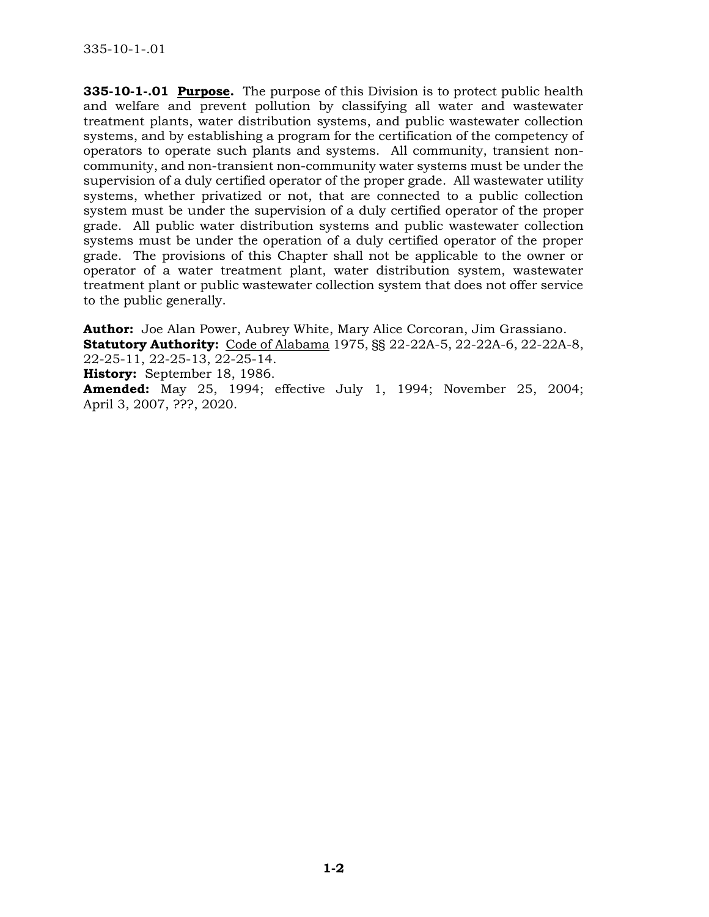**335-10-1-.01** **Purpose.** The purpose of this Division is to protect public health and welfare and prevent pollution by classifying all water and wastewater treatment plants, water distribution systems, and public wastewater collection systems, and by establishing a program for the certification of the competency of operators to operate such plants and systems. All community, transient non-community, and non-transient non-community water systems must be under the supervision of a duly certified operator of the proper grade. All wastewater utility systems, whether privatized or not, that are connected to a public collection system must be under the supervision of a duly certified operator of the proper grade. All public water distribution systems and public wastewater collection systems must be under the operation of a duly certified operator of the proper grade. The provisions of this Chapter shall not be applicable to the owner or operator of a water treatment plant, water distribution system, wastewater treatment plant or public wastewater collection system that does not offer service to the public generally.

**Author:** Joe Alan Power, Aubrey White, Mary Alice Corcoran, Jim Grassiano.
**Statutory Authority:** Code of Alabama 1975, §§ 22-22A-5, 22-22A-6, 22-22A-8, 22-25-11, 22-25-13, 22-25-14.
**History:** September 18, 1986.
**Amended:** May 25, 1994; effective July 1, 1994; November 25, 2004; April 3, 2007, ???, 2020.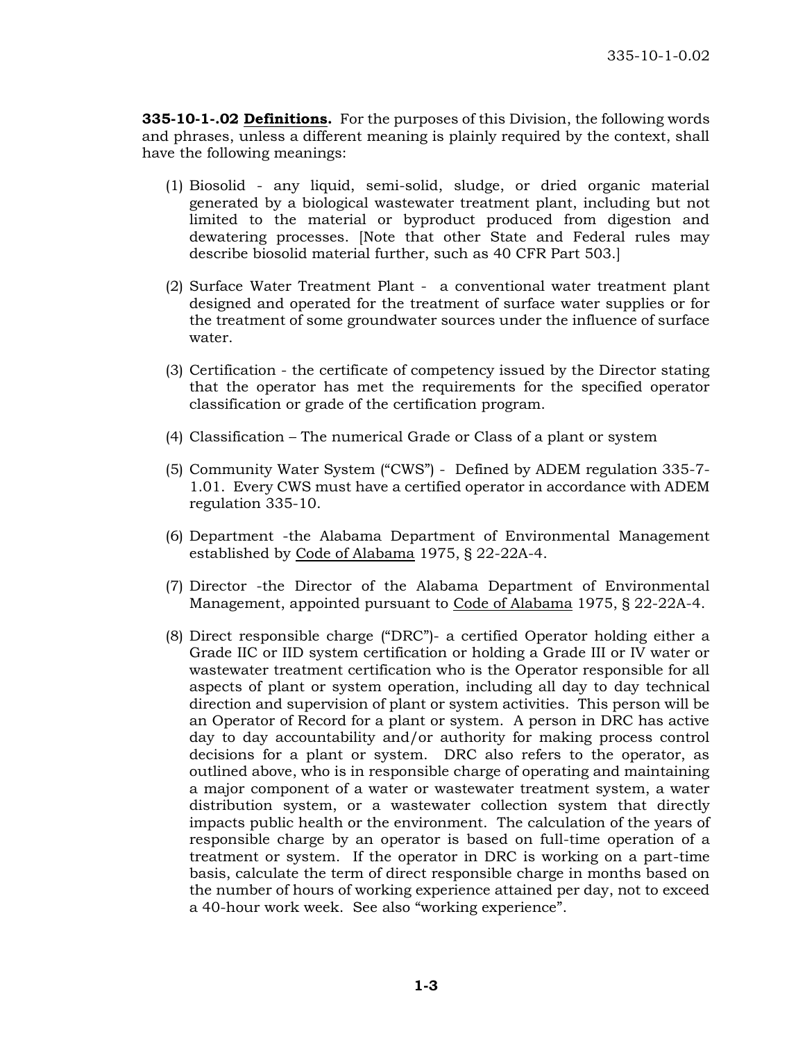**335-10-1-.02 Definitions.** For the purposes of this Division, the following words and phrases, unless a different meaning is plainly required by the context, shall have the following meanings:

(1) Biosolid - any liquid, semi-solid, sludge, or dried organic material generated by a biological wastewater treatment plant, including but not limited to the material or byproduct produced from digestion and dewatering processes. [Note that other State and Federal rules may describe biosolid material further, such as 40 CFR Part 503.]

(2) Surface Water Treatment Plant - a conventional water treatment plant designed and operated for the treatment of surface water supplies or for the treatment of some groundwater sources under the influence of surface water.

(3) Certification - the certificate of competency issued by the Director stating that the operator has met the requirements for the specified operator classification or grade of the certification program.

(4) Classification – The numerical Grade or Class of a plant or system

(5) Community Water System ("CWS") - Defined by ADEM regulation 335-7-1.01. Every CWS must have a certified operator in accordance with ADEM regulation 335-10.

(6) Department -the Alabama Department of Environmental Management established by Code of Alabama 1975, § 22-22A-4.

(7) Director -the Director of the Alabama Department of Environmental Management, appointed pursuant to Code of Alabama 1975, § 22-22A-4.

(8) Direct responsible charge ("DRC")- a certified Operator holding either a Grade IIC or IID system certification or holding a Grade III or IV water or wastewater treatment certification who is the Operator responsible for all aspects of plant or system operation, including all day to day technical direction and supervision of plant or system activities. This person will be an Operator of Record for a plant or system. A person in DRC has active day to day accountability and/or authority for making process control decisions for a plant or system. DRC also refers to the operator, as outlined above, who is in responsible charge of operating and maintaining a major component of a water or wastewater treatment system, a water distribution system, or a wastewater collection system that directly impacts public health or the environment. The calculation of the years of responsible charge by an operator is based on full-time operation of a treatment or system. If the operator in DRC is working on a part-time basis, calculate the term of direct responsible charge in months based on the number of hours of working experience attained per day, not to exceed a 40-hour work week. See also "working experience".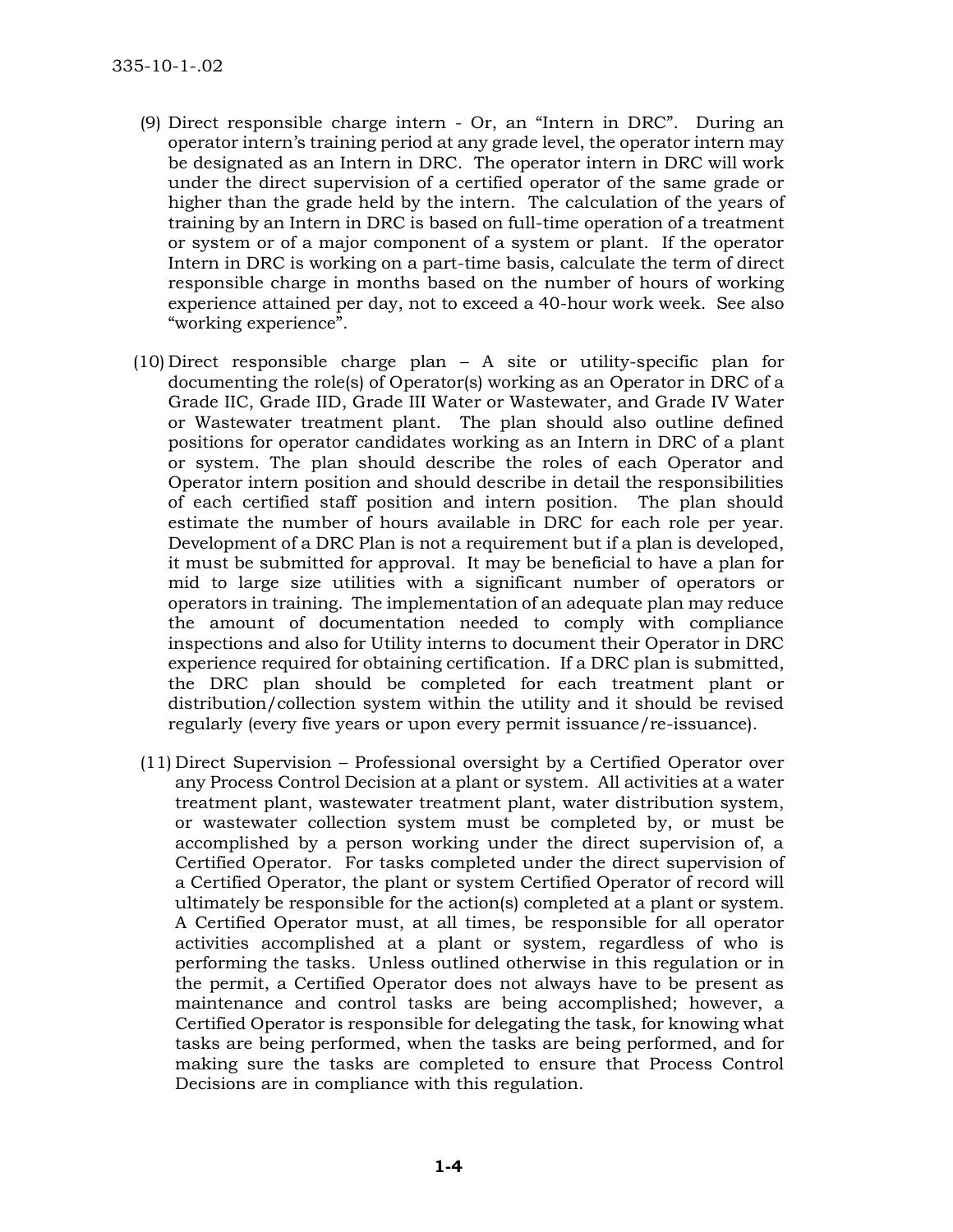(9) Direct responsible charge intern - Or, an “Intern in DRC”. During an operator intern’s training period at any grade level, the operator intern may be designated as an Intern in DRC. The operator intern in DRC will work under the direct supervision of a certified operator of the same grade or higher than the grade held by the intern. The calculation of the years of training by an Intern in DRC is based on full-time operation of a treatment or system or of a major component of a system or plant. If the operator Intern in DRC is working on a part-time basis, calculate the term of direct responsible charge in months based on the number of hours of working experience attained per day, not to exceed a 40-hour work week. See also “working experience”.

(10) Direct responsible charge plan – A site or utility-specific plan for documenting the role(s) of Operator(s) working as an Operator in DRC of a Grade IIC, Grade IID, Grade III Water or Wastewater, and Grade IV Water or Wastewater treatment plant. The plan should also outline defined positions for operator candidates working as an Intern in DRC of a plant or system. The plan should describe the roles of each Operator and Operator intern position and should describe in detail the responsibilities of each certified staff position and intern position. The plan should estimate the number of hours available in DRC for each role per year. Development of a DRC Plan is not a requirement but if a plan is developed, it must be submitted for approval. It may be beneficial to have a plan for mid to large size utilities with a significant number of operators or operators in training. The implementation of an adequate plan may reduce the amount of documentation needed to comply with compliance inspections and also for Utility interns to document their Operator in DRC experience required for obtaining certification. If a DRC plan is submitted, the DRC plan should be completed for each treatment plant or distribution/collection system within the utility and it should be revised regularly (every five years or upon every permit issuance/re-issuance).

(11) Direct Supervision – Professional oversight by a Certified Operator over any Process Control Decision at a plant or system. All activities at a water treatment plant, wastewater treatment plant, water distribution system, or wastewater collection system must be completed by, or must be accomplished by a person working under the direct supervision of, a Certified Operator. For tasks completed under the direct supervision of a Certified Operator, the plant or system Certified Operator of record will ultimately be responsible for the action(s) completed at a plant or system. A Certified Operator must, at all times, be responsible for all operator activities accomplished at a plant or system, regardless of who is performing the tasks. Unless outlined otherwise in this regulation or in the permit, a Certified Operator does not always have to be present as maintenance and control tasks are being accomplished; however, a Certified Operator is responsible for delegating the task, for knowing what tasks are being performed, when the tasks are being performed, and for making sure the tasks are completed to ensure that Process Control Decisions are in compliance with this regulation.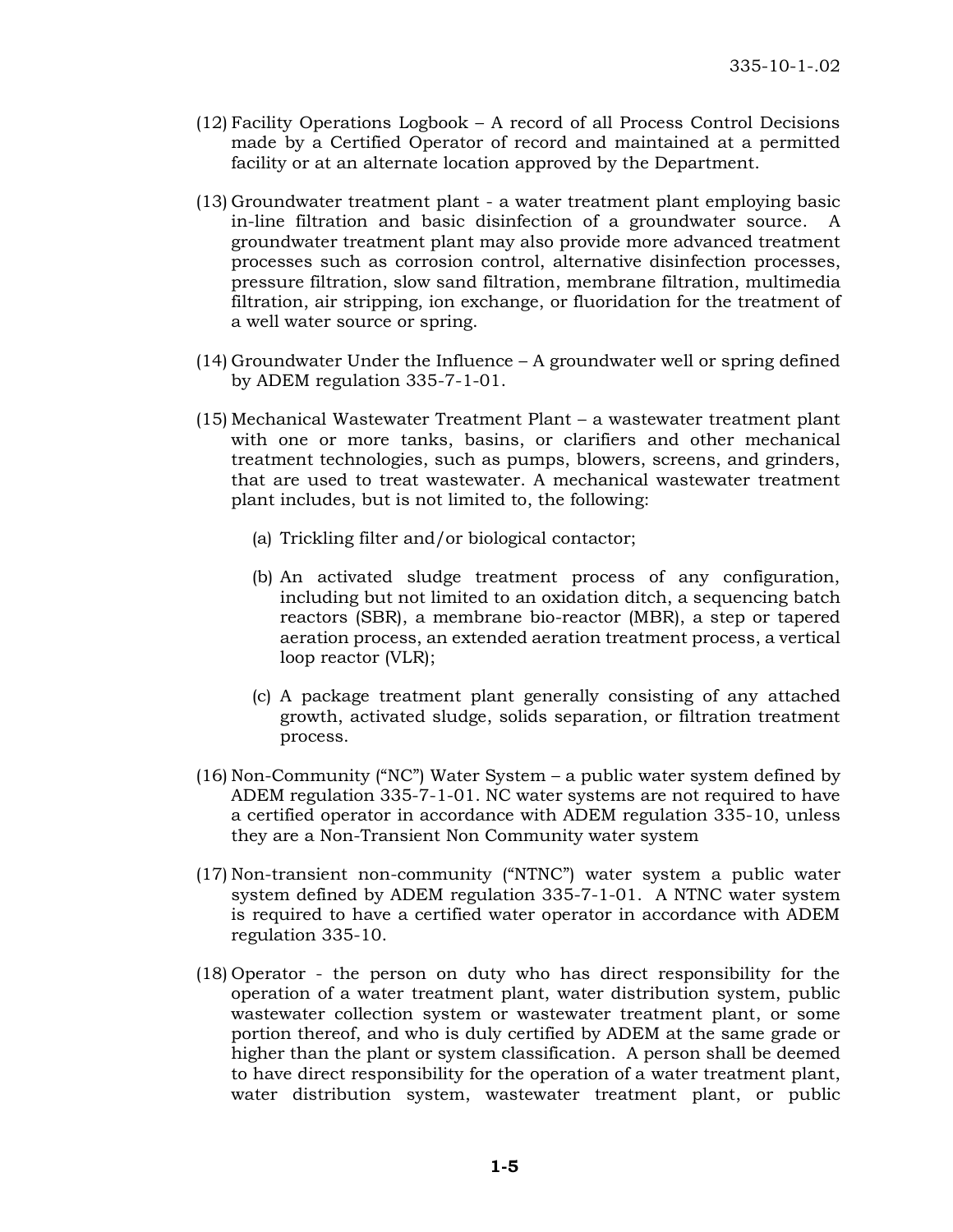(12) Facility Operations Logbook – A record of all Process Control Decisions made by a Certified Operator of record and maintained at a permitted facility or at an alternate location approved by the Department.

(13) Groundwater treatment plant - a water treatment plant employing basic in-line filtration and basic disinfection of a groundwater source. A groundwater treatment plant may also provide more advanced treatment processes such as corrosion control, alternative disinfection processes, pressure filtration, slow sand filtration, membrane filtration, multimedia filtration, air stripping, ion exchange, or fluoridation for the treatment of a well water source or spring.

(14) Groundwater Under the Influence – A groundwater well or spring defined by ADEM regulation 335-7-1-01.

(15) Mechanical Wastewater Treatment Plant – a wastewater treatment plant with one or more tanks, basins, or clarifiers and other mechanical treatment technologies, such as pumps, blowers, screens, and grinders, that are used to treat wastewater. A mechanical wastewater treatment plant includes, but is not limited to, the following:

   (a) Trickling filter and/or biological contactor;

   (b) An activated sludge treatment process of any configuration, including but not limited to an oxidation ditch, a sequencing batch reactors (SBR), a membrane bio-reactor (MBR), a step or tapered aeration process, an extended aeration treatment process, a vertical loop reactor (VLR);

   (c) A package treatment plant generally consisting of any attached growth, activated sludge, solids separation, or filtration treatment process.

(16) Non-Community ("NC") Water System – a public water system defined by ADEM regulation 335-7-1-01. NC water systems are not required to have a certified operator in accordance with ADEM regulation 335-10, unless they are a Non-Transient Non Community water system

(17) Non-transient non-community ("NTNC") water system a public water system defined by ADEM regulation 335-7-1-01. A NTNC water system is required to have a certified water operator in accordance with ADEM regulation 335-10.

(18) Operator - the person on duty who has direct responsibility for the operation of a water treatment plant, water distribution system, public wastewater collection system or wastewater treatment plant, or some portion thereof, and who is duly certified by ADEM at the same grade or higher than the plant or system classification. A person shall be deemed to have direct responsibility for the operation of a water treatment plant, water distribution system, wastewater treatment plant, or public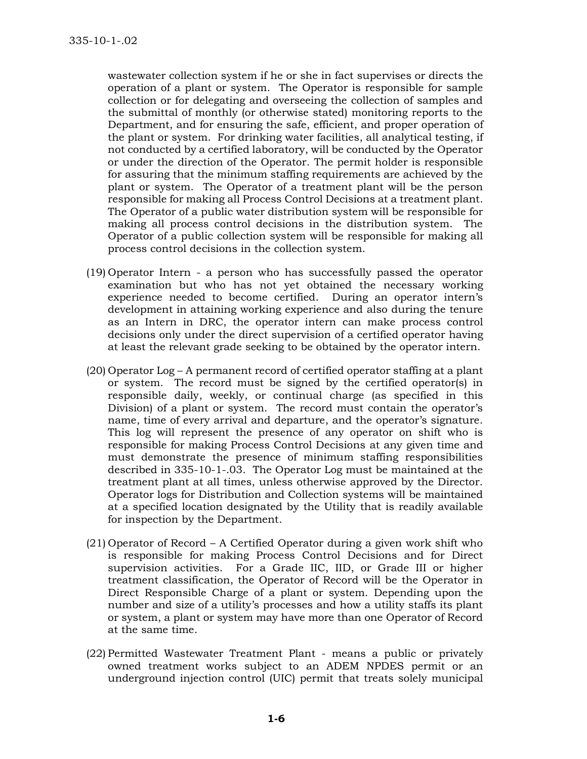wastewater collection system if he or she in fact supervises or directs the operation of a plant or system. The Operator is responsible for sample collection or for delegating and overseeing the collection of samples and the submittal of monthly (or otherwise stated) monitoring reports to the Department, and for ensuring the safe, efficient, and proper operation of the plant or system. For drinking water facilities, all analytical testing, if not conducted by a certified laboratory, will be conducted by the Operator or under the direction of the Operator. The permit holder is responsible for assuring that the minimum staffing requirements are achieved by the plant or system. The Operator of a treatment plant will be the person responsible for making all Process Control Decisions at a treatment plant. The Operator of a public water distribution system will be responsible for making all process control decisions in the distribution system. The Operator of a public collection system will be responsible for making all process control decisions in the collection system.

(19) Operator Intern - a person who has successfully passed the operator examination but who has not yet obtained the necessary working experience needed to become certified. During an operator intern's development in attaining working experience and also during the tenure as an Intern in DRC, the operator intern can make process control decisions only under the direct supervision of a certified operator having at least the relevant grade seeking to be obtained by the operator intern.

(20) Operator Log – A permanent record of certified operator staffing at a plant or system. The record must be signed by the certified operator(s) in responsible daily, weekly, or continual charge (as specified in this Division) of a plant or system. The record must contain the operator's name, time of every arrival and departure, and the operator's signature. This log will represent the presence of any operator on shift who is responsible for making Process Control Decisions at any given time and must demonstrate the presence of minimum staffing responsibilities described in 335-10-1-.03. The Operator Log must be maintained at the treatment plant at all times, unless otherwise approved by the Director. Operator logs for Distribution and Collection systems will be maintained at a specified location designated by the Utility that is readily available for inspection by the Department.

(21) Operator of Record – A Certified Operator during a given work shift who is responsible for making Process Control Decisions and for Direct supervision activities. For a Grade IIC, IID, or Grade III or higher treatment classification, the Operator of Record will be the Operator in Direct Responsible Charge of a plant or system. Depending upon the number and size of a utility's processes and how a utility staffs its plant or system, a plant or system may have more than one Operator of Record at the same time.

(22) Permitted Wastewater Treatment Plant - means a public or privately owned treatment works subject to an ADEM NPDES permit or an underground injection control (UIC) permit that treats solely municipal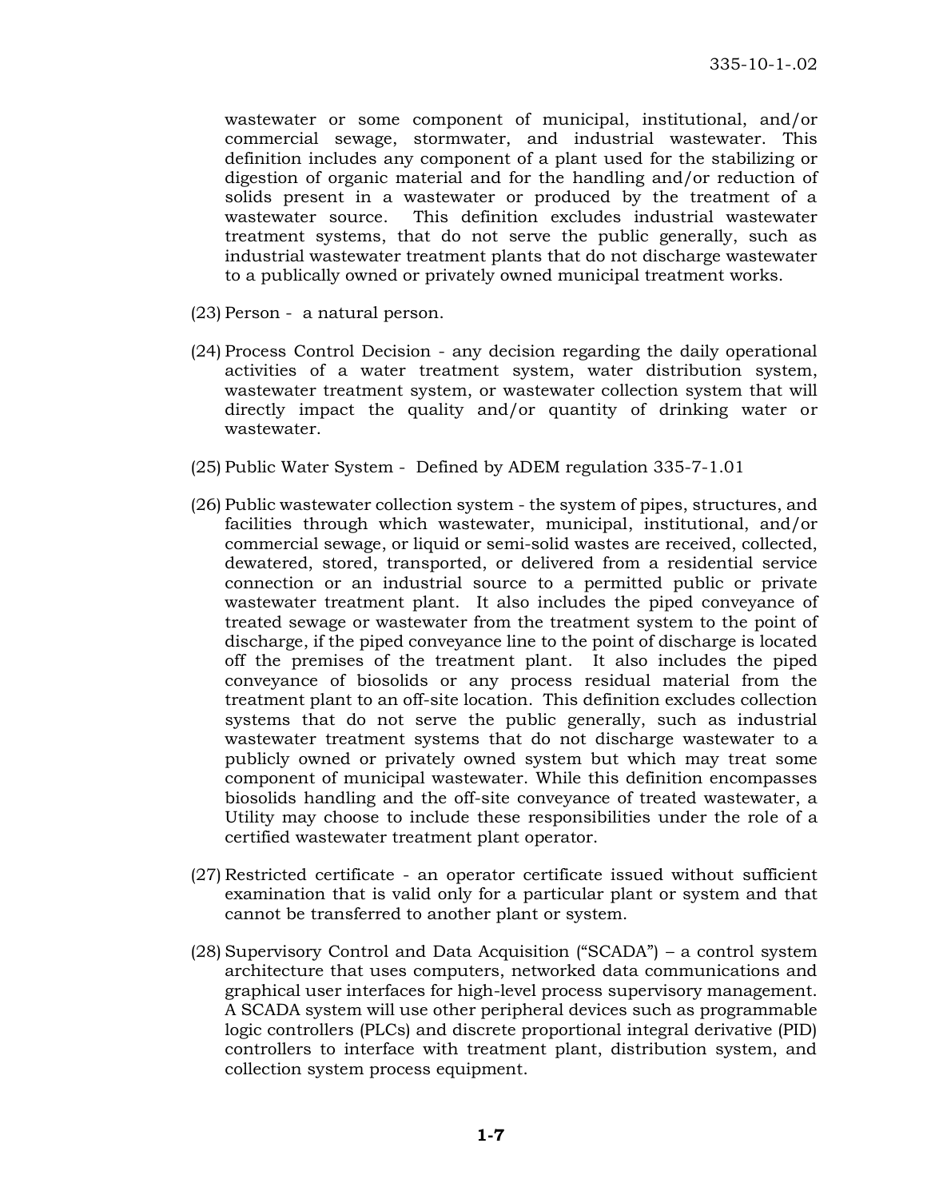wastewater or some component of municipal, institutional, and/or commercial sewage, stormwater, and industrial wastewater. This definition includes any component of a plant used for the stabilizing or digestion of organic material and for the handling and/or reduction of solids present in a wastewater or produced by the treatment of a wastewater source. This definition excludes industrial wastewater treatment systems, that do not serve the public generally, such as industrial wastewater treatment plants that do not discharge wastewater to a publically owned or privately owned municipal treatment works.

(23) Person - a natural person.

(24) Process Control Decision - any decision regarding the daily operational activities of a water treatment system, water distribution system, wastewater treatment system, or wastewater collection system that will directly impact the quality and/or quantity of drinking water or wastewater.

(25) Public Water System - Defined by ADEM regulation 335-7-1.01

(26) Public wastewater collection system - the system of pipes, structures, and facilities through which wastewater, municipal, institutional, and/or commercial sewage, or liquid or semi-solid wastes are received, collected, dewatered, stored, transported, or delivered from a residential service connection or an industrial source to a permitted public or private wastewater treatment plant. It also includes the piped conveyance of treated sewage or wastewater from the treatment system to the point of discharge, if the piped conveyance line to the point of discharge is located off the premises of the treatment plant. It also includes the piped conveyance of biosolids or any process residual material from the treatment plant to an off-site location. This definition excludes collection systems that do not serve the public generally, such as industrial wastewater treatment systems that do not discharge wastewater to a publicly owned or privately owned system but which may treat some component of municipal wastewater. While this definition encompasses biosolids handling and the off-site conveyance of treated wastewater, a Utility may choose to include these responsibilities under the role of a certified wastewater treatment plant operator.

(27) Restricted certificate - an operator certificate issued without sufficient examination that is valid only for a particular plant or system and that cannot be transferred to another plant or system.

(28) Supervisory Control and Data Acquisition ("SCADA") – a control system architecture that uses computers, networked data communications and graphical user interfaces for high-level process supervisory management. A SCADA system will use other peripheral devices such as programmable logic controllers (PLCs) and discrete proportional integral derivative (PID) controllers to interface with treatment plant, distribution system, and collection system process equipment.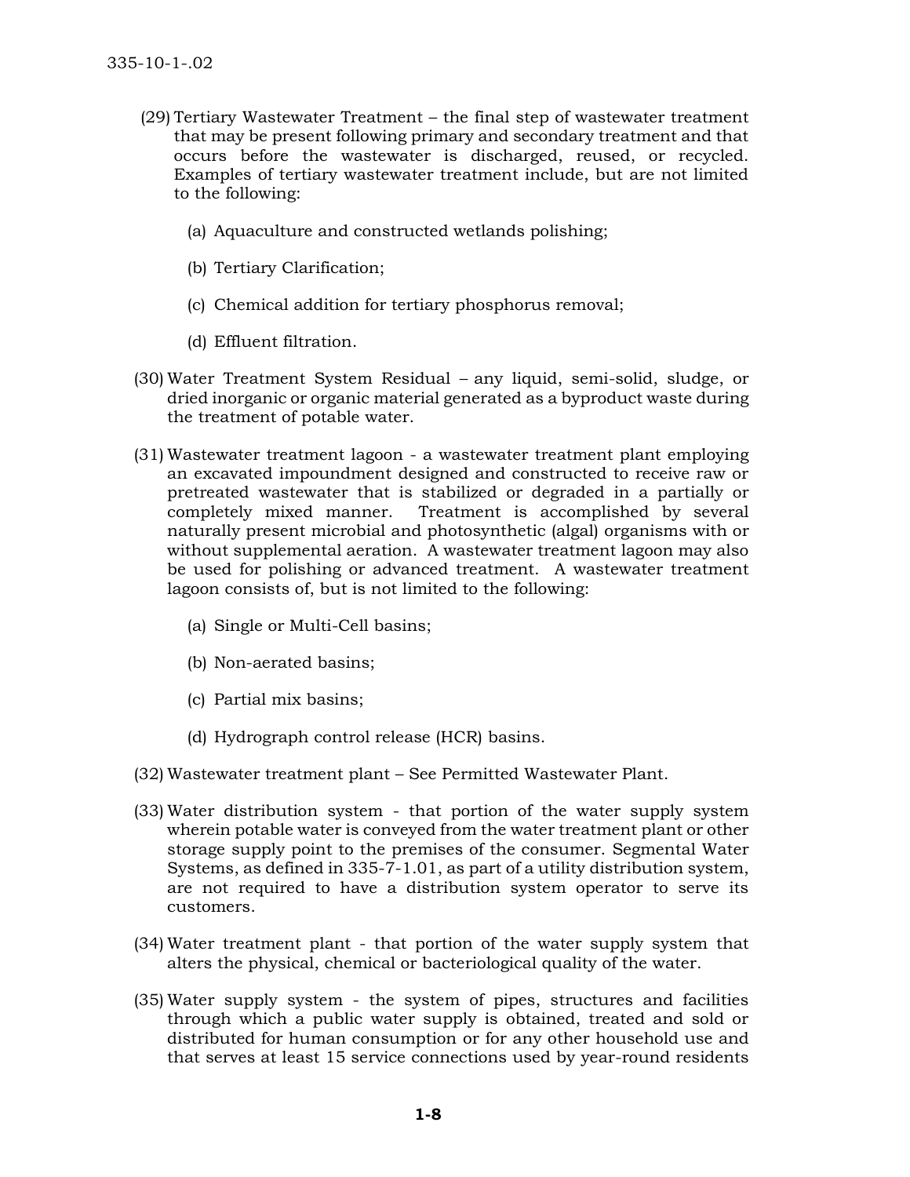(29) Tertiary Wastewater Treatment – the final step of wastewater treatment that may be present following primary and secondary treatment and that occurs before the wastewater is discharged, reused, or recycled. Examples of tertiary wastewater treatment include, but are not limited to the following:

   (a) Aquaculture and constructed wetlands polishing;

   (b) Tertiary Clarification;

   (c) Chemical addition for tertiary phosphorus removal;

   (d) Effluent filtration.

(30) Water Treatment System Residual – any liquid, semi-solid, sludge, or dried inorganic or organic material generated as a byproduct waste during the treatment of potable water.

(31) Wastewater treatment lagoon - a wastewater treatment plant employing an excavated impoundment designed and constructed to receive raw or pretreated wastewater that is stabilized or degraded in a partially or completely mixed manner. Treatment is accomplished by several naturally present microbial and photosynthetic (algal) organisms with or without supplemental aeration. A wastewater treatment lagoon may also be used for polishing or advanced treatment. A wastewater treatment lagoon consists of, but is not limited to the following:

   (a) Single or Multi-Cell basins;

   (b) Non-aerated basins;

   (c) Partial mix basins;

   (d) Hydrograph control release (HCR) basins.

(32) Wastewater treatment plant – See Permitted Wastewater Plant.

(33) Water distribution system - that portion of the water supply system wherein potable water is conveyed from the water treatment plant or other storage supply point to the premises of the consumer. Segmental Water Systems, as defined in 335-7-1.01, as part of a utility distribution system, are not required to have a distribution system operator to serve its customers.

(34) Water treatment plant - that portion of the water supply system that alters the physical, chemical or bacteriological quality of the water.

(35) Water supply system - the system of pipes, structures and facilities through which a public water supply is obtained, treated and sold or distributed for human consumption or for any other household use and that serves at least 15 service connections used by year-round residents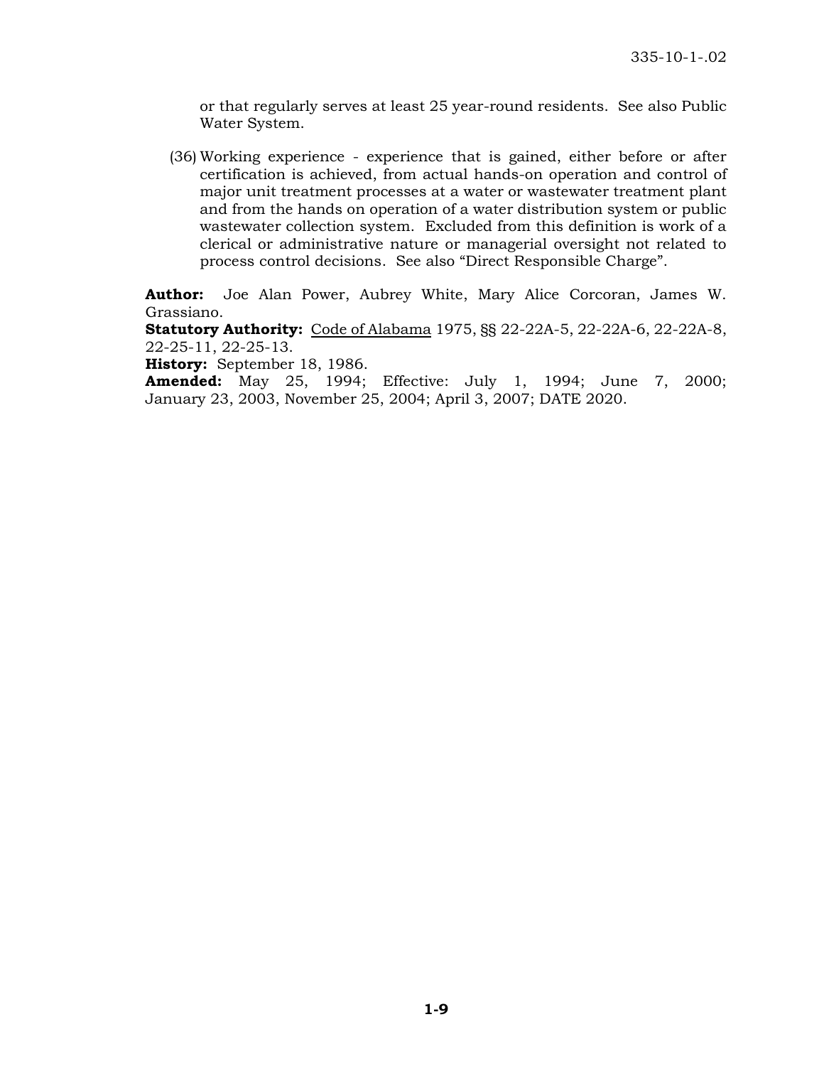or that regularly serves at least 25 year-round residents. See also Public Water System.

(36) Working experience - experience that is gained, either before or after certification is achieved, from actual hands-on operation and control of major unit treatment processes at a water or wastewater treatment plant and from the hands on operation of a water distribution system or public wastewater collection system. Excluded from this definition is work of a clerical or administrative nature or managerial oversight not related to process control decisions. See also "Direct Responsible Charge".

**Author:** Joe Alan Power, Aubrey White, Mary Alice Corcoran, James W. Grassiano.
**Statutory Authority:** Code of Alabama 1975, §§ 22-22A-5, 22-22A-6, 22-22A-8, 22-25-11, 22-25-13.
**History:** September 18, 1986.
**Amended:** May 25, 1994; Effective: July 1, 1994; June 7, 2000; January 23, 2003, November 25, 2004; April 3, 2007; DATE 2020.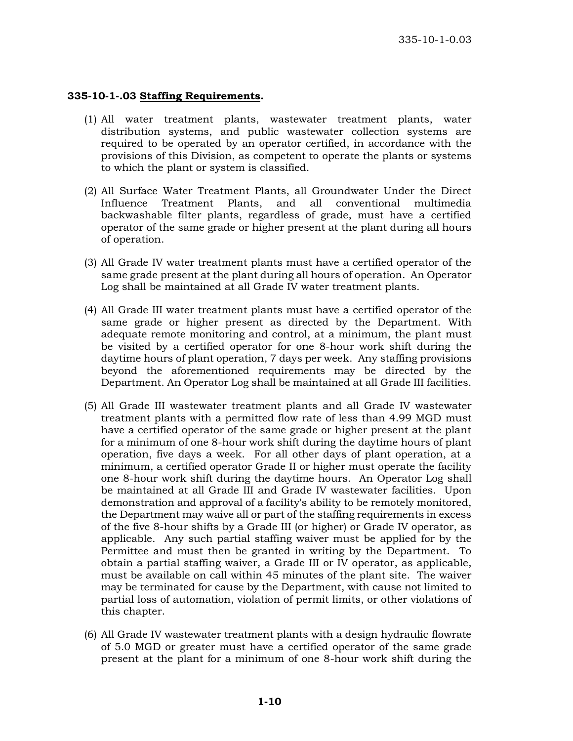**335-10-1-.03 Staffing Requirements.**

(1) All water treatment plants, wastewater treatment plants, water distribution systems, and public wastewater collection systems are required to be operated by an operator certified, in accordance with the provisions of this Division, as competent to operate the plants or systems to which the plant or system is classified.

(2) All Surface Water Treatment Plants, all Groundwater Under the Direct Influence Treatment Plants, and all conventional multimedia backwashable filter plants, regardless of grade, must have a certified operator of the same grade or higher present at the plant during all hours of operation.

(3) All Grade IV water treatment plants must have a certified operator of the same grade present at the plant during all hours of operation. An Operator Log shall be maintained at all Grade IV water treatment plants.

(4) All Grade III water treatment plants must have a certified operator of the same grade or higher present as directed by the Department. With adequate remote monitoring and control, at a minimum, the plant must be visited by a certified operator for one 8-hour work shift during the daytime hours of plant operation, 7 days per week. Any staffing provisions beyond the aforementioned requirements may be directed by the Department. An Operator Log shall be maintained at all Grade III facilities.

(5) All Grade III wastewater treatment plants and all Grade IV wastewater treatment plants with a permitted flow rate of less than 4.99 MGD must have a certified operator of the same grade or higher present at the plant for a minimum of one 8-hour work shift during the daytime hours of plant operation, five days a week. For all other days of plant operation, at a minimum, a certified operator Grade II or higher must operate the facility one 8-hour work shift during the daytime hours. An Operator Log shall be maintained at all Grade III and Grade IV wastewater facilities. Upon demonstration and approval of a facility's ability to be remotely monitored, the Department may waive all or part of the staffing requirements in excess of the five 8-hour shifts by a Grade III (or higher) or Grade IV operator, as applicable. Any such partial staffing waiver must be applied for by the Permittee and must then be granted in writing by the Department. To obtain a partial staffing waiver, a Grade III or IV operator, as applicable, must be available on call within 45 minutes of the plant site. The waiver may be terminated for cause by the Department, with cause not limited to partial loss of automation, violation of permit limits, or other violations of this chapter.

(6) All Grade IV wastewater treatment plants with a design hydraulic flowrate of 5.0 MGD or greater must have a certified operator of the same grade present at the plant for a minimum of one 8-hour work shift during the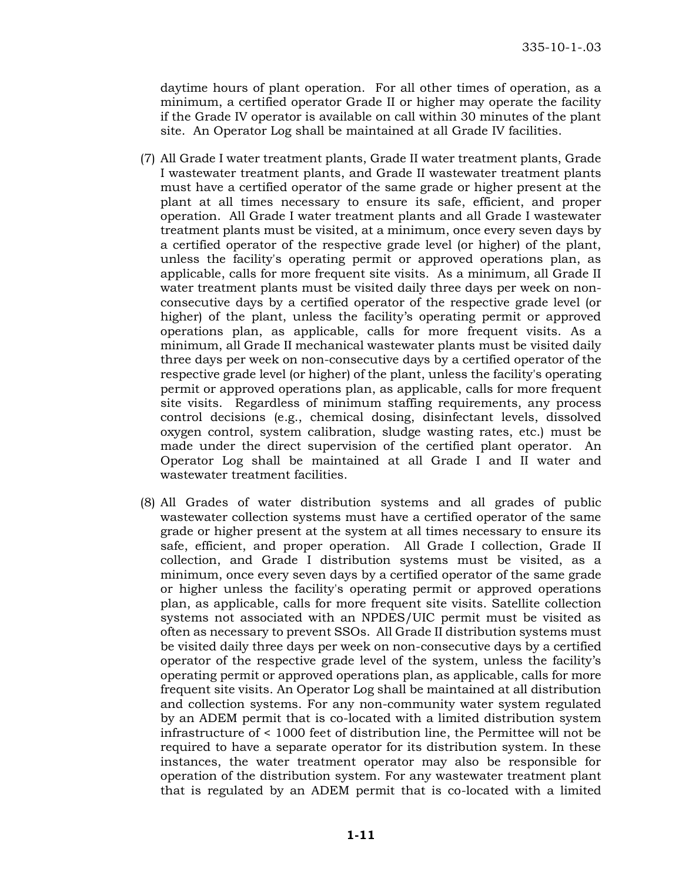daytime hours of plant operation. For all other times of operation, as a minimum, a certified operator Grade II or higher may operate the facility if the Grade IV operator is available on call within 30 minutes of the plant site. An Operator Log shall be maintained at all Grade IV facilities.

(7) All Grade I water treatment plants, Grade II water treatment plants, Grade I wastewater treatment plants, and Grade II wastewater treatment plants must have a certified operator of the same grade or higher present at the plant at all times necessary to ensure its safe, efficient, and proper operation. All Grade I water treatment plants and all Grade I wastewater treatment plants must be visited, at a minimum, once every seven days by a certified operator of the respective grade level (or higher) of the plant, unless the facility's operating permit or approved operations plan, as applicable, calls for more frequent site visits. As a minimum, all Grade II water treatment plants must be visited daily three days per week on non-consecutive days by a certified operator of the respective grade level (or higher) of the plant, unless the facility's operating permit or approved operations plan, as applicable, calls for more frequent visits. As a minimum, all Grade II mechanical wastewater plants must be visited daily three days per week on non-consecutive days by a certified operator of the respective grade level (or higher) of the plant, unless the facility's operating permit or approved operations plan, as applicable, calls for more frequent site visits. Regardless of minimum staffing requirements, any process control decisions (e.g., chemical dosing, disinfectant levels, dissolved oxygen control, system calibration, sludge wasting rates, etc.) must be made under the direct supervision of the certified plant operator. An Operator Log shall be maintained at all Grade I and II water and wastewater treatment facilities.

(8) All Grades of water distribution systems and all grades of public wastewater collection systems must have a certified operator of the same grade or higher present at the system at all times necessary to ensure its safe, efficient, and proper operation. All Grade I collection, Grade II collection, and Grade I distribution systems must be visited, as a minimum, once every seven days by a certified operator of the same grade or higher unless the facility's operating permit or approved operations plan, as applicable, calls for more frequent site visits. Satellite collection systems not associated with an NPDES/UIC permit must be visited as often as necessary to prevent SSOs. All Grade II distribution systems must be visited daily three days per week on non-consecutive days by a certified operator of the respective grade level of the system, unless the facility's operating permit or approved operations plan, as applicable, calls for more frequent site visits. An Operator Log shall be maintained at all distribution and collection systems. For any non-community water system regulated by an ADEM permit that is co-located with a limited distribution system infrastructure of < 1000 feet of distribution line, the Permittee will not be required to have a separate operator for its distribution system. In these instances, the water treatment operator may also be responsible for operation of the distribution system. For any wastewater treatment plant that is regulated by an ADEM permit that is co-located with a limited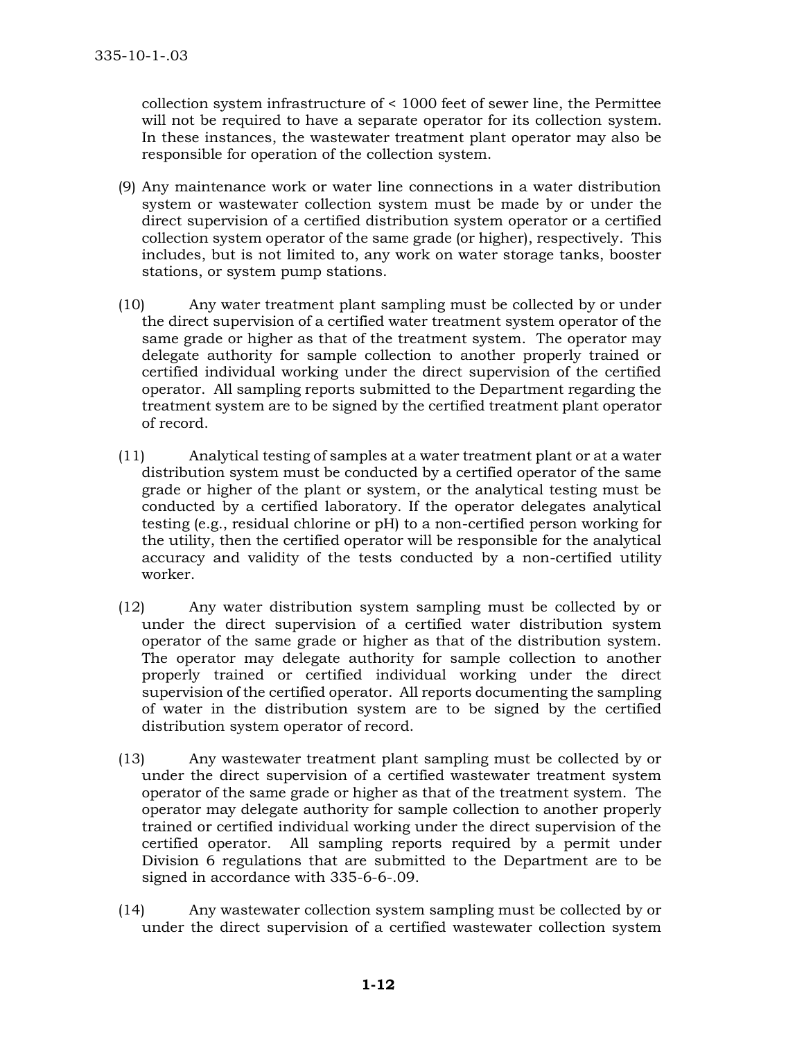collection system infrastructure of < 1000 feet of sewer line, the Permittee will not be required to have a separate operator for its collection system. In these instances, the wastewater treatment plant operator may also be responsible for operation of the collection system.

(9) Any maintenance work or water line connections in a water distribution system or wastewater collection system must be made by or under the direct supervision of a certified distribution system operator or a certified collection system operator of the same grade (or higher), respectively. This includes, but is not limited to, any work on water storage tanks, booster stations, or system pump stations.

(10) Any water treatment plant sampling must be collected by or under the direct supervision of a certified water treatment system operator of the same grade or higher as that of the treatment system. The operator may delegate authority for sample collection to another properly trained or certified individual working under the direct supervision of the certified operator. All sampling reports submitted to the Department regarding the treatment system are to be signed by the certified treatment plant operator of record.

(11) Analytical testing of samples at a water treatment plant or at a water distribution system must be conducted by a certified operator of the same grade or higher of the plant or system, or the analytical testing must be conducted by a certified laboratory. If the operator delegates analytical testing (e.g., residual chlorine or pH) to a non-certified person working for the utility, then the certified operator will be responsible for the analytical accuracy and validity of the tests conducted by a non-certified utility worker.

(12) Any water distribution system sampling must be collected by or under the direct supervision of a certified water distribution system operator of the same grade or higher as that of the distribution system. The operator may delegate authority for sample collection to another properly trained or certified individual working under the direct supervision of the certified operator. All reports documenting the sampling of water in the distribution system are to be signed by the certified distribution system operator of record.

(13) Any wastewater treatment plant sampling must be collected by or under the direct supervision of a certified wastewater treatment system operator of the same grade or higher as that of the treatment system. The operator may delegate authority for sample collection to another properly trained or certified individual working under the direct supervision of the certified operator. All sampling reports required by a permit under Division 6 regulations that are submitted to the Department are to be signed in accordance with 335-6-6-.09.

(14) Any wastewater collection system sampling must be collected by or under the direct supervision of a certified wastewater collection system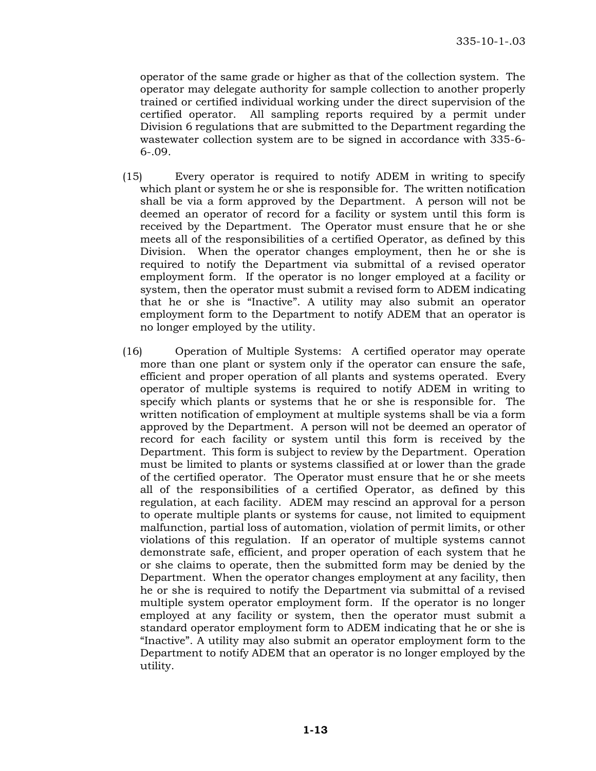operator of the same grade or higher as that of the collection system. The operator may delegate authority for sample collection to another properly trained or certified individual working under the direct supervision of the certified operator. All sampling reports required by a permit under Division 6 regulations that are submitted to the Department regarding the wastewater collection system are to be signed in accordance with 335-6-6-.09.

(15) Every operator is required to notify ADEM in writing to specify which plant or system he or she is responsible for. The written notification shall be via a form approved by the Department. A person will not be deemed an operator of record for a facility or system until this form is received by the Department. The Operator must ensure that he or she meets all of the responsibilities of a certified Operator, as defined by this Division. When the operator changes employment, then he or she is required to notify the Department via submittal of a revised operator employment form. If the operator is no longer employed at a facility or system, then the operator must submit a revised form to ADEM indicating that he or she is "Inactive". A utility may also submit an operator employment form to the Department to notify ADEM that an operator is no longer employed by the utility.

(16) Operation of Multiple Systems: A certified operator may operate more than one plant or system only if the operator can ensure the safe, efficient and proper operation of all plants and systems operated. Every operator of multiple systems is required to notify ADEM in writing to specify which plants or systems that he or she is responsible for. The written notification of employment at multiple systems shall be via a form approved by the Department. A person will not be deemed an operator of record for each facility or system until this form is received by the Department. This form is subject to review by the Department. Operation must be limited to plants or systems classified at or lower than the grade of the certified operator. The Operator must ensure that he or she meets all of the responsibilities of a certified Operator, as defined by this regulation, at each facility. ADEM may rescind an approval for a person to operate multiple plants or systems for cause, not limited to equipment malfunction, partial loss of automation, violation of permit limits, or other violations of this regulation. If an operator of multiple systems cannot demonstrate safe, efficient, and proper operation of each system that he or she claims to operate, then the submitted form may be denied by the Department. When the operator changes employment at any facility, then he or she is required to notify the Department via submittal of a revised multiple system operator employment form. If the operator is no longer employed at any facility or system, then the operator must submit a standard operator employment form to ADEM indicating that he or she is "Inactive". A utility may also submit an operator employment form to the Department to notify ADEM that an operator is no longer employed by the utility.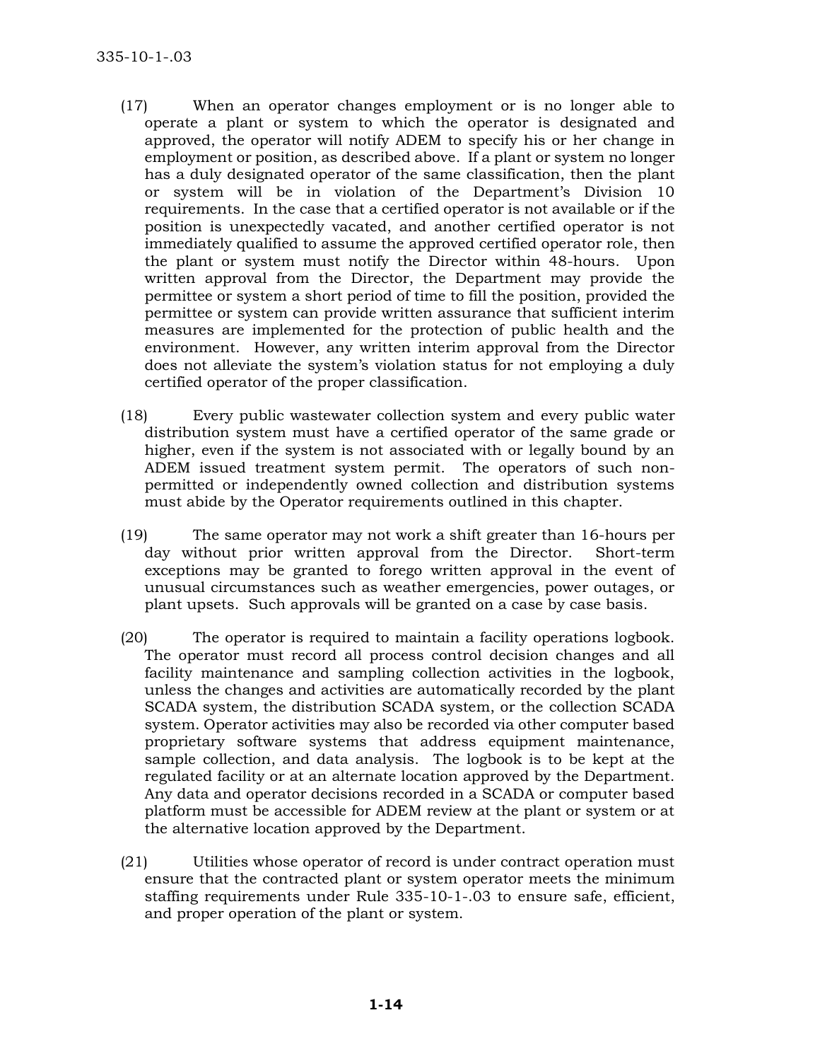(17) When an operator changes employment or is no longer able to operate a plant or system to which the operator is designated and approved, the operator will notify ADEM to specify his or her change in employment or position, as described above. If a plant or system no longer has a duly designated operator of the same classification, then the plant or system will be in violation of the Department's Division 10 requirements. In the case that a certified operator is not available or if the position is unexpectedly vacated, and another certified operator is not immediately qualified to assume the approved certified operator role, then the plant or system must notify the Director within 48-hours. Upon written approval from the Director, the Department may provide the permittee or system a short period of time to fill the position, provided the permittee or system can provide written assurance that sufficient interim measures are implemented for the protection of public health and the environment. However, any written interim approval from the Director does not alleviate the system's violation status for not employing a duly certified operator of the proper classification.

(18) Every public wastewater collection system and every public water distribution system must have a certified operator of the same grade or higher, even if the system is not associated with or legally bound by an ADEM issued treatment system permit. The operators of such non-permitted or independently owned collection and distribution systems must abide by the Operator requirements outlined in this chapter.

(19) The same operator may not work a shift greater than 16-hours per day without prior written approval from the Director. Short-term exceptions may be granted to forego written approval in the event of unusual circumstances such as weather emergencies, power outages, or plant upsets. Such approvals will be granted on a case by case basis.

(20) The operator is required to maintain a facility operations logbook. The operator must record all process control decision changes and all facility maintenance and sampling collection activities in the logbook, unless the changes and activities are automatically recorded by the plant SCADA system, the distribution SCADA system, or the collection SCADA system. Operator activities may also be recorded via other computer based proprietary software systems that address equipment maintenance, sample collection, and data analysis. The logbook is to be kept at the regulated facility or at an alternate location approved by the Department. Any data and operator decisions recorded in a SCADA or computer based platform must be accessible for ADEM review at the plant or system or at the alternative location approved by the Department.

(21) Utilities whose operator of record is under contract operation must ensure that the contracted plant or system operator meets the minimum staffing requirements under Rule 335-10-1-.03 to ensure safe, efficient, and proper operation of the plant or system.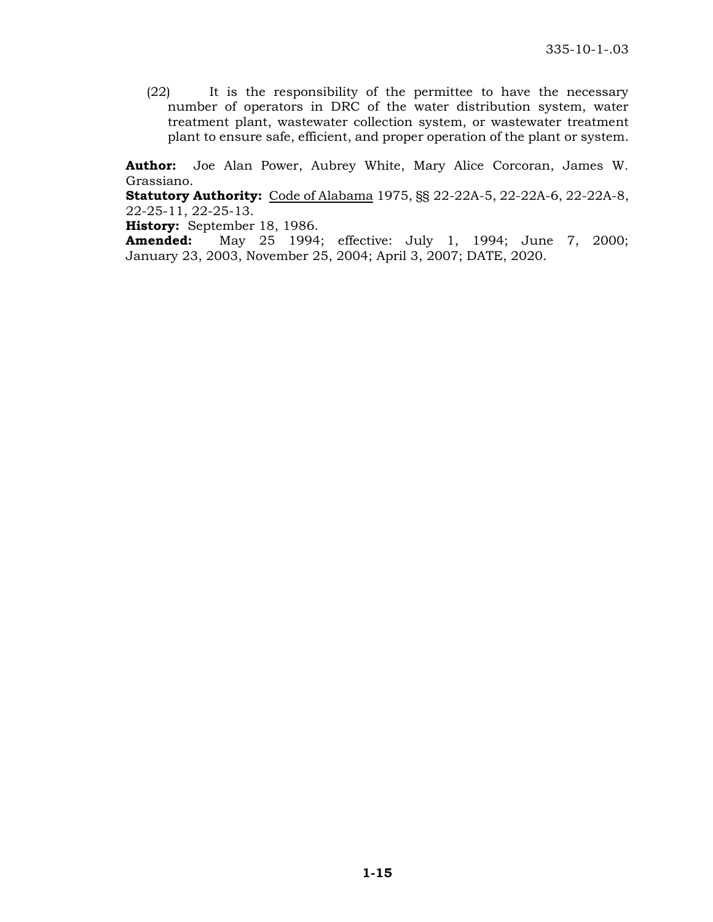(22) It is the responsibility of the permittee to have the necessary number of operators in DRC of the water distribution system, water treatment plant, wastewater collection system, or wastewater treatment plant to ensure safe, efficient, and proper operation of the plant or system.

**Author:** Joe Alan Power, Aubrey White, Mary Alice Corcoran, James W. Grassiano.
**Statutory Authority:** Code of Alabama 1975, §§ 22-22A-5, 22-22A-6, 22-22A-8, 22-25-11, 22-25-13.
**History:** September 18, 1986.
**Amended:** May 25 1994; effective: July 1, 1994; June 7, 2000; January 23, 2003, November 25, 2004; April 3, 2007; DATE, 2020.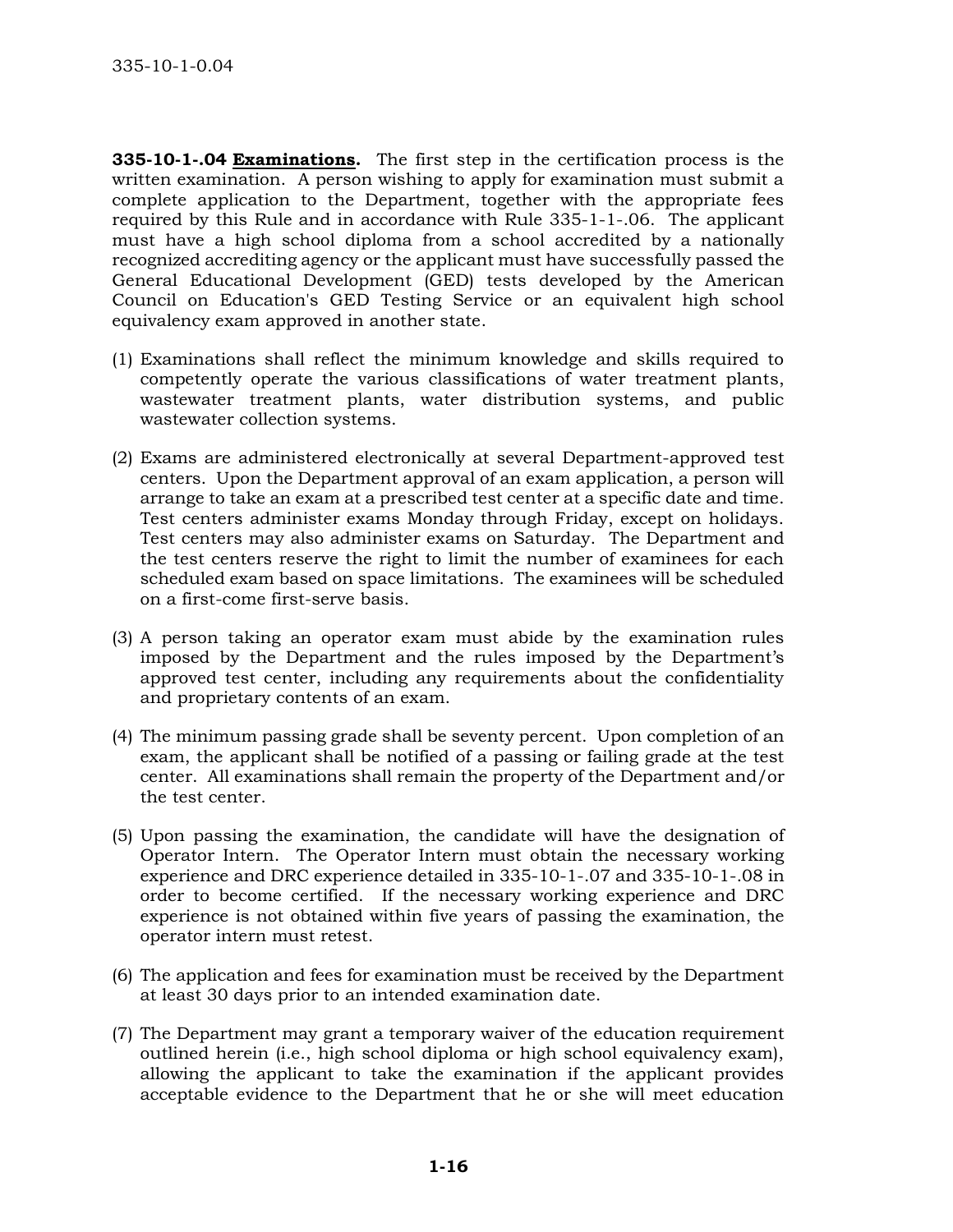**335-10-1-.04 Examinations.** The first step in the certification process is the written examination. A person wishing to apply for examination must submit a complete application to the Department, together with the appropriate fees required by this Rule and in accordance with Rule 335-1-1-.06. The applicant must have a high school diploma from a school accredited by a nationally recognized accrediting agency or the applicant must have successfully passed the General Educational Development (GED) tests developed by the American Council on Education's GED Testing Service or an equivalent high school equivalency exam approved in another state.

(1) Examinations shall reflect the minimum knowledge and skills required to competently operate the various classifications of water treatment plants, wastewater treatment plants, water distribution systems, and public wastewater collection systems.

(2) Exams are administered electronically at several Department-approved test centers. Upon the Department approval of an exam application, a person will arrange to take an exam at a prescribed test center at a specific date and time. Test centers administer exams Monday through Friday, except on holidays. Test centers may also administer exams on Saturday. The Department and the test centers reserve the right to limit the number of examinees for each scheduled exam based on space limitations. The examinees will be scheduled on a first-come first-serve basis.

(3) A person taking an operator exam must abide by the examination rules imposed by the Department and the rules imposed by the Department's approved test center, including any requirements about the confidentiality and proprietary contents of an exam.

(4) The minimum passing grade shall be seventy percent. Upon completion of an exam, the applicant shall be notified of a passing or failing grade at the test center. All examinations shall remain the property of the Department and/or the test center.

(5) Upon passing the examination, the candidate will have the designation of Operator Intern. The Operator Intern must obtain the necessary working experience and DRC experience detailed in 335-10-1-.07 and 335-10-1-.08 in order to become certified. If the necessary working experience and DRC experience is not obtained within five years of passing the examination, the operator intern must retest.

(6) The application and fees for examination must be received by the Department at least 30 days prior to an intended examination date.

(7) The Department may grant a temporary waiver of the education requirement outlined herein (i.e., high school diploma or high school equivalency exam), allowing the applicant to take the examination if the applicant provides acceptable evidence to the Department that he or she will meet education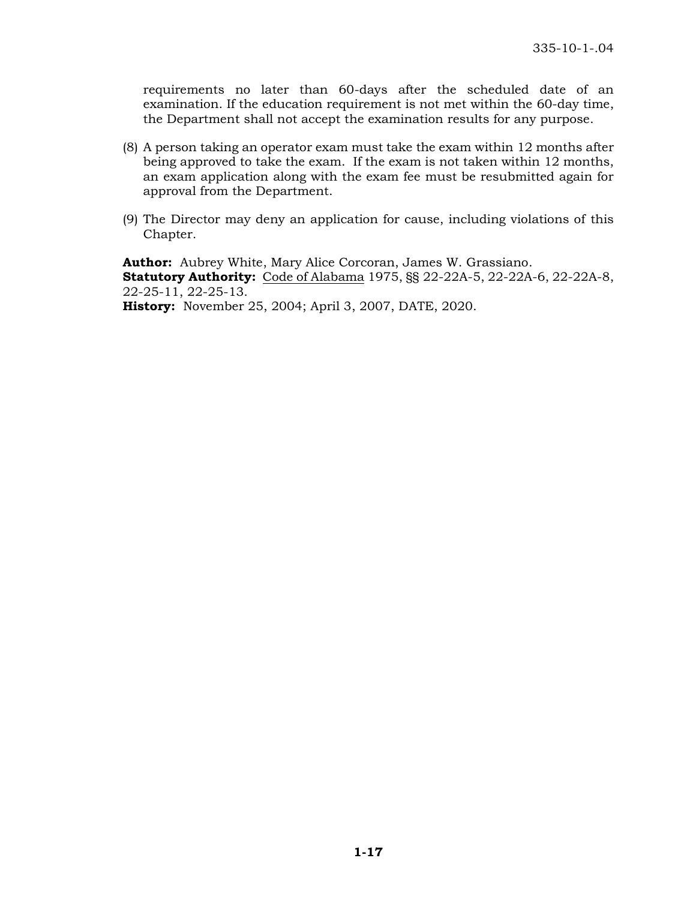requirements no later than 60-days after the scheduled date of an examination. If the education requirement is not met within the 60-day time, the Department shall not accept the examination results for any purpose.

(8) A person taking an operator exam must take the exam within 12 months after being approved to take the exam. If the exam is not taken within 12 months, an exam application along with the exam fee must be resubmitted again for approval from the Department.

(9) The Director may deny an application for cause, including violations of this Chapter.

**Author:** Aubrey White, Mary Alice Corcoran, James W. Grassiano.
**Statutory Authority:** Code of Alabama 1975, §§ 22-22A-5, 22-22A-6, 22-22A-8, 22-25-11, 22-25-13.
**History:** November 25, 2004; April 3, 2007, DATE, 2020.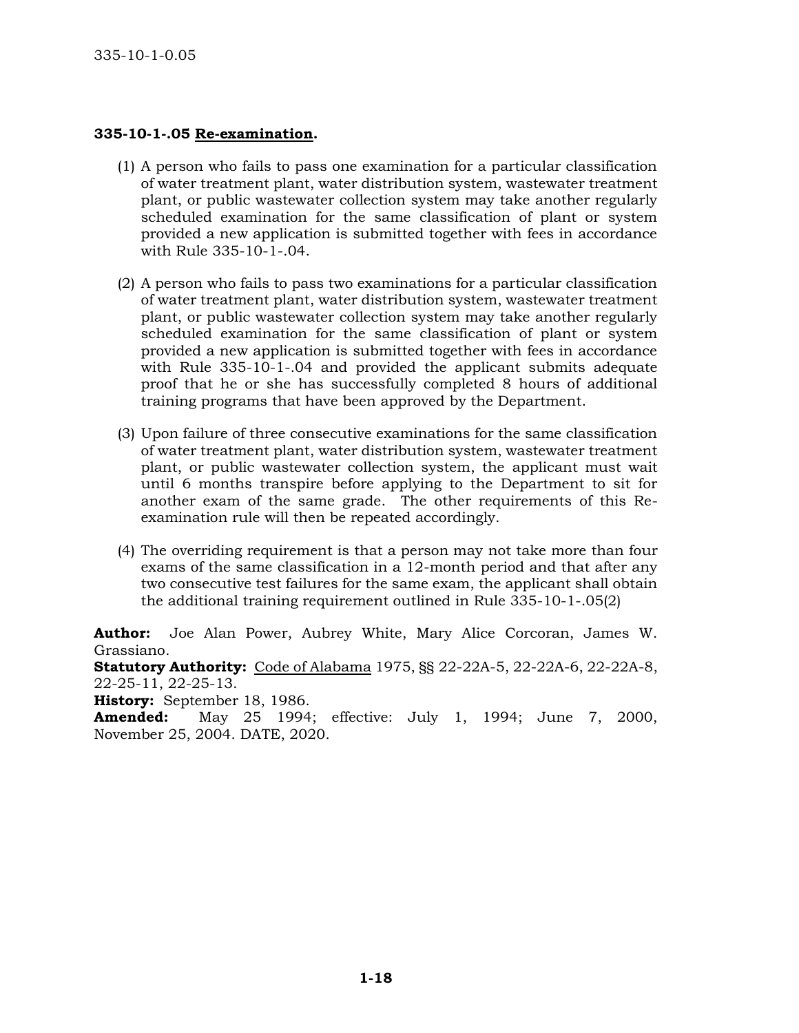**335-10-1-.05** **Re-examination.**

(1) A person who fails to pass one examination for a particular classification of water treatment plant, water distribution system, wastewater treatment plant, or public wastewater collection system may take another regularly scheduled examination for the same classification of plant or system provided a new application is submitted together with fees in accordance with Rule 335-10-1-.04.

(2) A person who fails to pass two examinations for a particular classification of water treatment plant, water distribution system, wastewater treatment plant, or public wastewater collection system may take another regularly scheduled examination for the same classification of plant or system provided a new application is submitted together with fees in accordance with Rule 335-10-1-.04 and provided the applicant submits adequate proof that he or she has successfully completed 8 hours of additional training programs that have been approved by the Department.

(3) Upon failure of three consecutive examinations for the same classification of water treatment plant, water distribution system, wastewater treatment plant, or public wastewater collection system, the applicant must wait until 6 months transpire before applying to the Department to sit for another exam of the same grade. The other requirements of this Re-examination rule will then be repeated accordingly.

(4) The overriding requirement is that a person may not take more than four exams of the same classification in a 12-month period and that after any two consecutive test failures for the same exam, the applicant shall obtain the additional training requirement outlined in Rule 335-10-1-.05(2)

**Author:** Joe Alan Power, Aubrey White, Mary Alice Corcoran, James W. Grassiano.
**Statutory Authority:** Code of Alabama 1975, §§ 22-22A-5, 22-22A-6, 22-22A-8, 22-25-11, 22-25-13.
**History:** September 18, 1986.
**Amended:** May 25 1994; effective: July 1, 1994; June 7, 2000, November 25, 2004. DATE, 2020.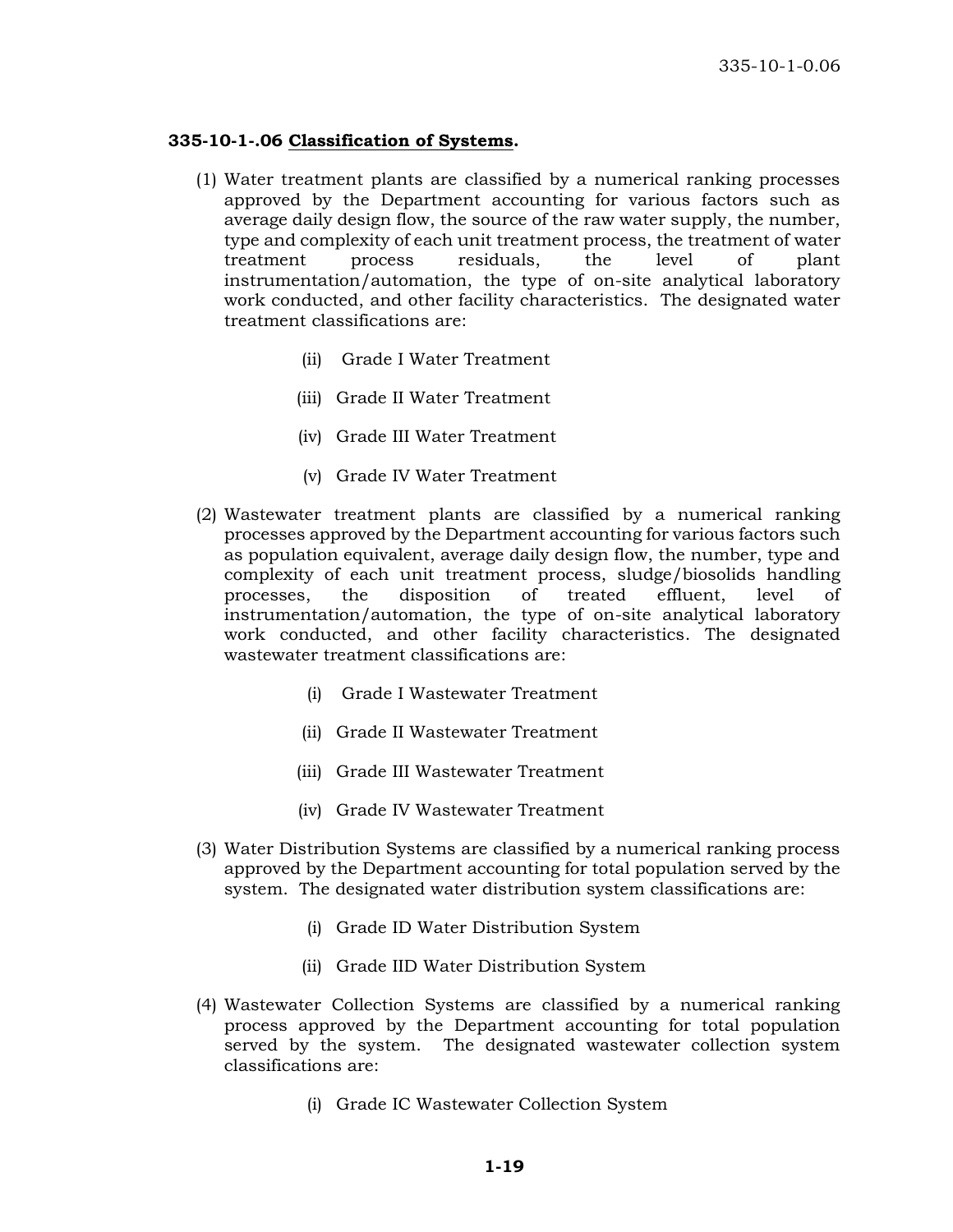**335-10-1-.06 <u>Classification of Systems</u>.**

(1) Water treatment plants are classified by a numerical ranking processes approved by the Department accounting for various factors such as average daily design flow, the source of the raw water supply, the number, type and complexity of each unit treatment process, the treatment of water treatment process residuals, the level of plant instrumentation/automation, the type of on-site analytical laboratory work conducted, and other facility characteristics. The designated water treatment classifications are:

- (ii) Grade I Water Treatment
- (iii) Grade II Water Treatment
- (iv) Grade III Water Treatment
- (v) Grade IV Water Treatment

(2) Wastewater treatment plants are classified by a numerical ranking processes approved by the Department accounting for various factors such as population equivalent, average daily design flow, the number, type and complexity of each unit treatment process, sludge/biosolids handling processes, the disposition of treated effluent, level of instrumentation/automation, the type of on-site analytical laboratory work conducted, and other facility characteristics. The designated wastewater treatment classifications are:

- (i) Grade I Wastewater Treatment
- (ii) Grade II Wastewater Treatment
- (iii) Grade III Wastewater Treatment
- (iv) Grade IV Wastewater Treatment

(3) Water Distribution Systems are classified by a numerical ranking process approved by the Department accounting for total population served by the system. The designated water distribution system classifications are:

- (i) Grade ID Water Distribution System
- (ii) Grade IID Water Distribution System

(4) Wastewater Collection Systems are classified by a numerical ranking process approved by the Department accounting for total population served by the system. The designated wastewater collection system classifications are:

- (i) Grade IC Wastewater Collection System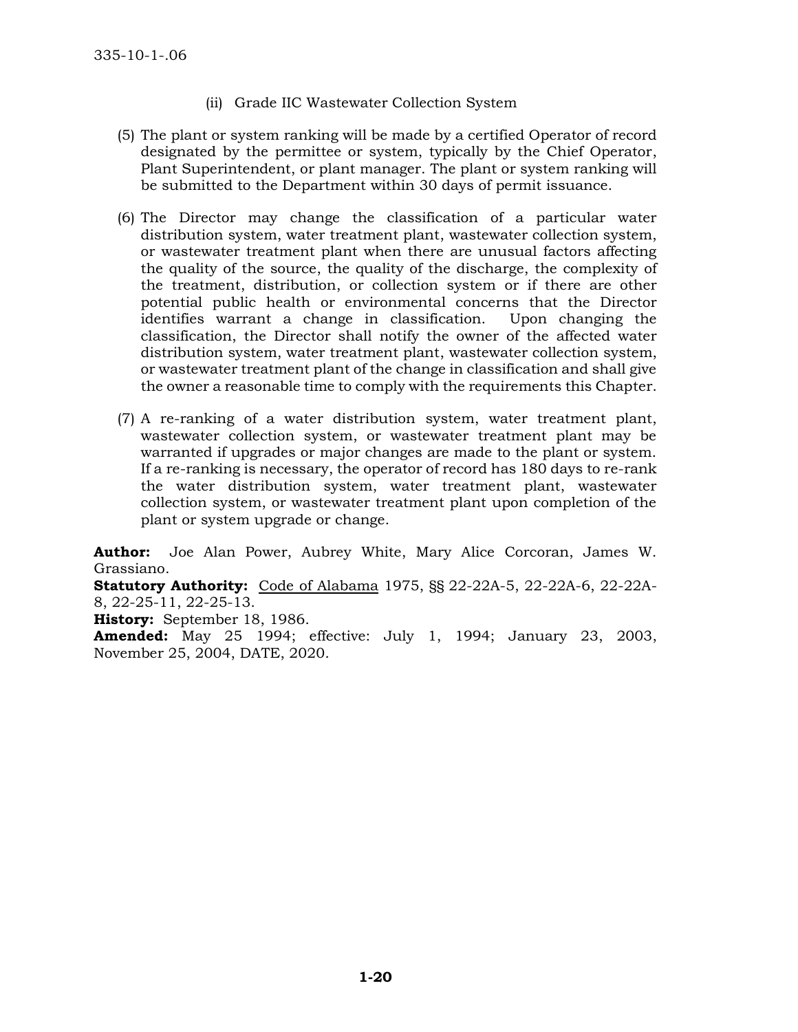(ii) Grade IIC Wastewater Collection System

(5) The plant or system ranking will be made by a certified Operator of record designated by the permittee or system, typically by the Chief Operator, Plant Superintendent, or plant manager. The plant or system ranking will be submitted to the Department within 30 days of permit issuance.

(6) The Director may change the classification of a particular water distribution system, water treatment plant, wastewater collection system, or wastewater treatment plant when there are unusual factors affecting the quality of the source, the quality of the discharge, the complexity of the treatment, distribution, or collection system or if there are other potential public health or environmental concerns that the Director identifies warrant a change in classification. Upon changing the classification, the Director shall notify the owner of the affected water distribution system, water treatment plant, wastewater collection system, or wastewater treatment plant of the change in classification and shall give the owner a reasonable time to comply with the requirements this Chapter.

(7) A re-ranking of a water distribution system, water treatment plant, wastewater collection system, or wastewater treatment plant may be warranted if upgrades or major changes are made to the plant or system. If a re-ranking is necessary, the operator of record has 180 days to re-rank the water distribution system, water treatment plant, wastewater collection system, or wastewater treatment plant upon completion of the plant or system upgrade or change.

**Author:** Joe Alan Power, Aubrey White, Mary Alice Corcoran, James W. Grassiano.
**Statutory Authority:** Code of Alabama 1975, §§ 22-22A-5, 22-22A-6, 22-22A-8, 22-25-11, 22-25-13.
**History:** September 18, 1986.
**Amended:** May 25 1994; effective: July 1, 1994; January 23, 2003, November 25, 2004, DATE, 2020.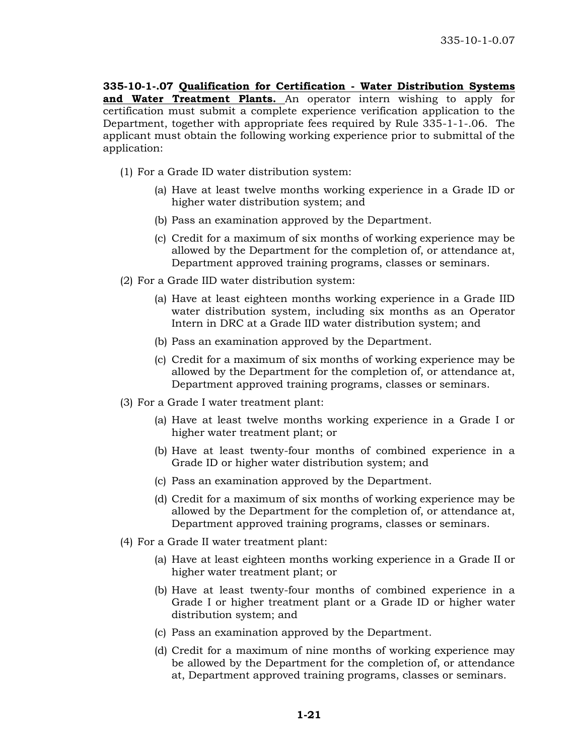**335-10-1-.07 Qualification for Certification - Water Distribution Systems and Water Treatment Plants.** An operator intern wishing to apply for certification must submit a complete experience verification application to the Department, together with appropriate fees required by Rule 335-1-1-.06. The applicant must obtain the following working experience prior to submittal of the application:

(1) For a Grade ID water distribution system:

(a) Have at least twelve months working experience in a Grade ID or higher water distribution system; and

(b) Pass an examination approved by the Department.

(c) Credit for a maximum of six months of working experience may be allowed by the Department for the completion of, or attendance at, Department approved training programs, classes or seminars.

(2) For a Grade IID water distribution system:

(a) Have at least eighteen months working experience in a Grade IID water distribution system, including six months as an Operator Intern in DRC at a Grade IID water distribution system; and

(b) Pass an examination approved by the Department.

(c) Credit for a maximum of six months of working experience may be allowed by the Department for the completion of, or attendance at, Department approved training programs, classes or seminars.

(3) For a Grade I water treatment plant:

(a) Have at least twelve months working experience in a Grade I or higher water treatment plant; or

(b) Have at least twenty-four months of combined experience in a Grade ID or higher water distribution system; and

(c) Pass an examination approved by the Department.

(d) Credit for a maximum of six months of working experience may be allowed by the Department for the completion of, or attendance at, Department approved training programs, classes or seminars.

(4) For a Grade II water treatment plant:

(a) Have at least eighteen months working experience in a Grade II or higher water treatment plant; or

(b) Have at least twenty-four months of combined experience in a Grade I or higher treatment plant or a Grade ID or higher water distribution system; and

(c) Pass an examination approved by the Department.

(d) Credit for a maximum of nine months of working experience may be allowed by the Department for the completion of, or attendance at, Department approved training programs, classes or seminars.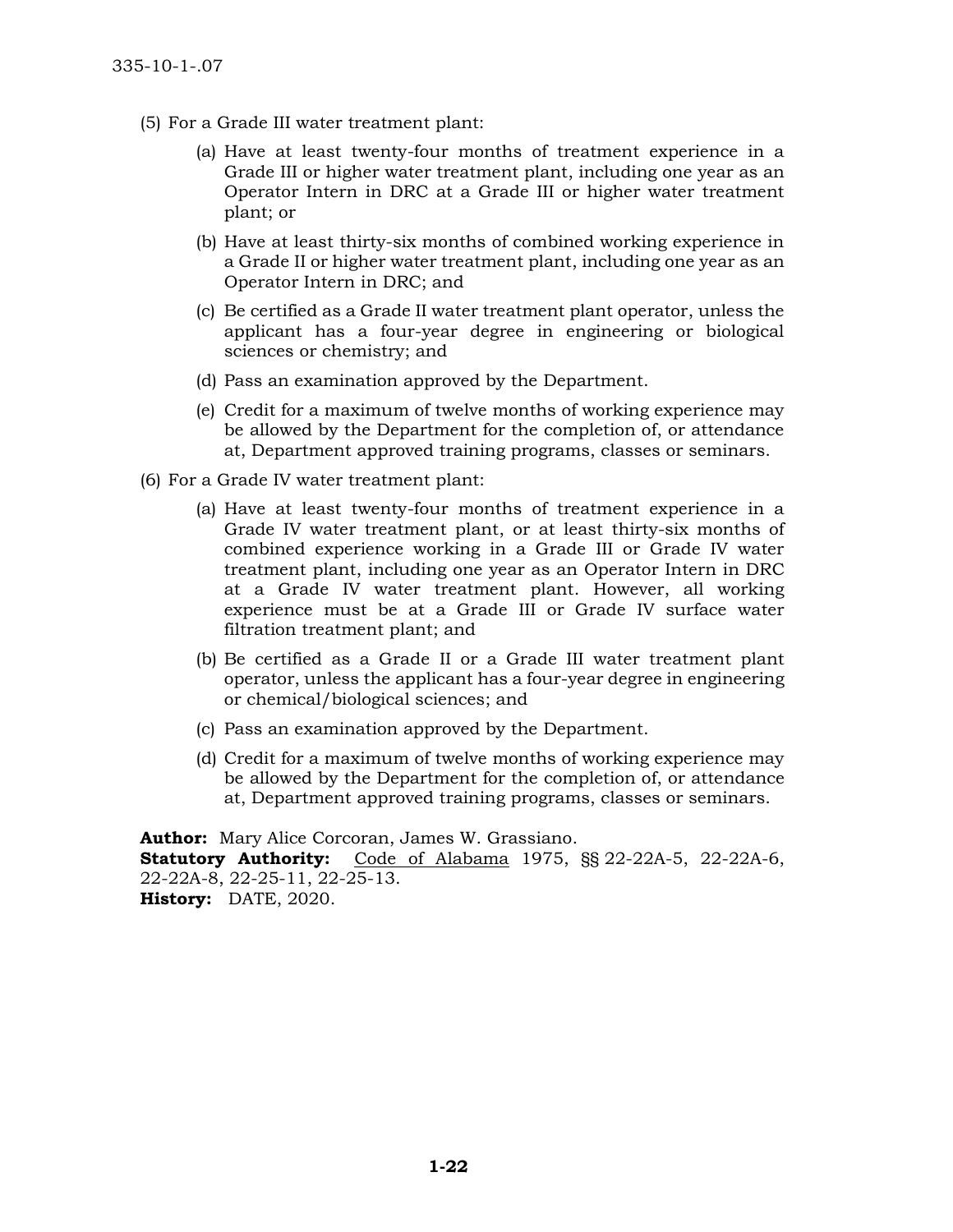(5) For a Grade III water treatment plant:

  (a) Have at least twenty-four months of treatment experience in a Grade III or higher water treatment plant, including one year as an Operator Intern in DRC at a Grade III or higher water treatment plant; or

  (b) Have at least thirty-six months of combined working experience in a Grade II or higher water treatment plant, including one year as an Operator Intern in DRC; and

  (c) Be certified as a Grade II water treatment plant operator, unless the applicant has a four-year degree in engineering or biological sciences or chemistry; and

  (d) Pass an examination approved by the Department.

  (e) Credit for a maximum of twelve months of working experience may be allowed by the Department for the completion of, or attendance at, Department approved training programs, classes or seminars.

(6) For a Grade IV water treatment plant:

  (a) Have at least twenty-four months of treatment experience in a Grade IV water treatment plant, or at least thirty-six months of combined experience working in a Grade III or Grade IV water treatment plant, including one year as an Operator Intern in DRC at a Grade IV water treatment plant. However, all working experience must be at a Grade III or Grade IV surface water filtration treatment plant; and

  (b) Be certified as a Grade II or a Grade III water treatment plant operator, unless the applicant has a four-year degree in engineering or chemical/biological sciences; and

  (c) Pass an examination approved by the Department.

  (d) Credit for a maximum of twelve months of working experience may be allowed by the Department for the completion of, or attendance at, Department approved training programs, classes or seminars.

**Author:** Mary Alice Corcoran, James W. Grassiano.
**Statutory Authority:** Code of Alabama 1975, §§ 22-22A-5, 22-22A-6, 22-22A-8, 22-25-11, 22-25-13.
**History:** DATE, 2020.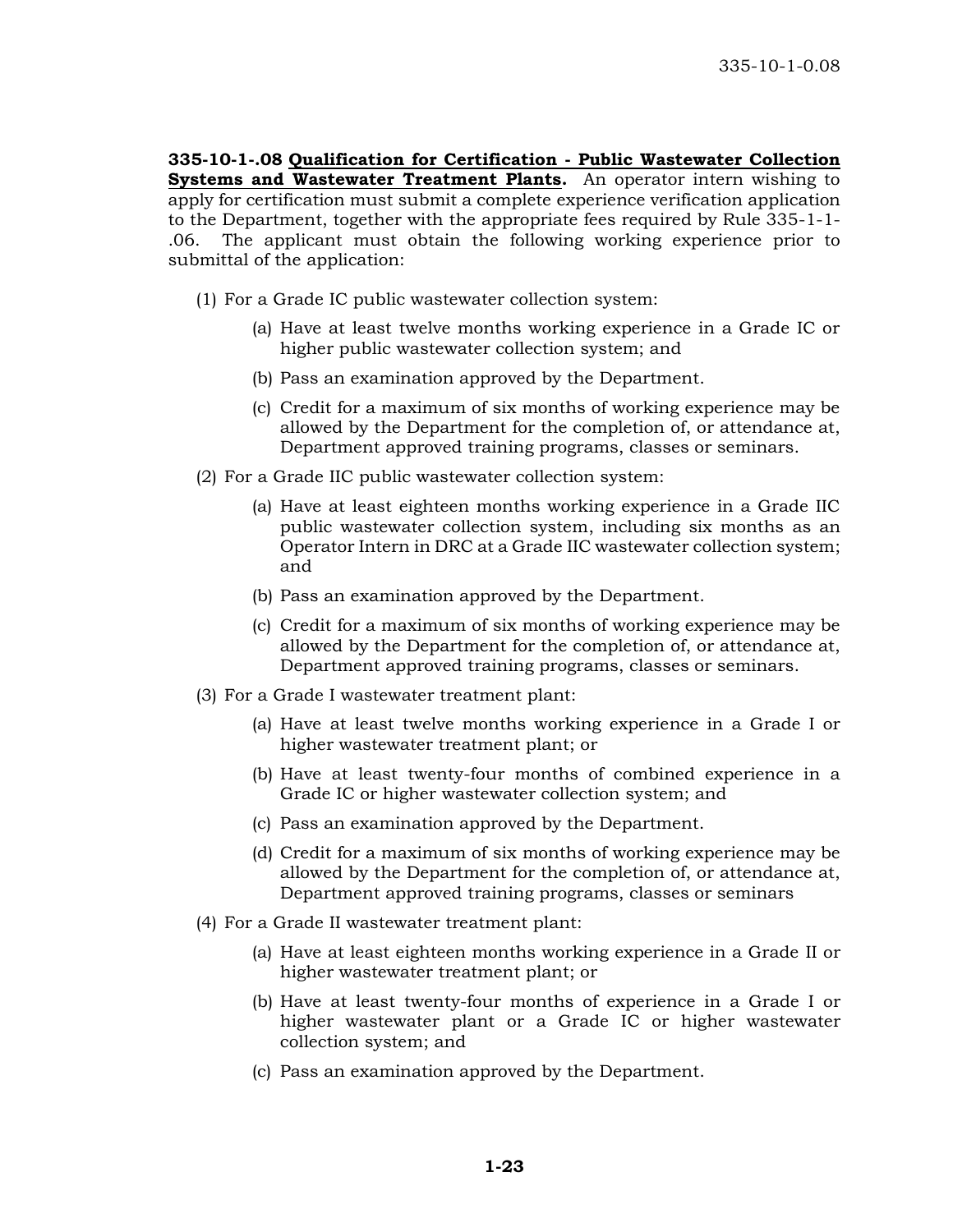**335-10-1-.08 <u>Qualification for Certification - Public Wastewater Collection Systems and Wastewater Treatment Plants</u>.** An operator intern wishing to apply for certification must submit a complete experience verification application to the Department, together with the appropriate fees required by Rule 335-1-1-.06. The applicant must obtain the following working experience prior to submittal of the application:

(1) For a Grade IC public wastewater collection system:

(a) Have at least twelve months working experience in a Grade IC or higher public wastewater collection system; and

(b) Pass an examination approved by the Department.

(c) Credit for a maximum of six months of working experience may be allowed by the Department for the completion of, or attendance at, Department approved training programs, classes or seminars.

(2) For a Grade IIC public wastewater collection system:

(a) Have at least eighteen months working experience in a Grade IIC public wastewater collection system, including six months as an Operator Intern in DRC at a Grade IIC wastewater collection system; and

(b) Pass an examination approved by the Department.

(c) Credit for a maximum of six months of working experience may be allowed by the Department for the completion of, or attendance at, Department approved training programs, classes or seminars.

(3) For a Grade I wastewater treatment plant:

(a) Have at least twelve months working experience in a Grade I or higher wastewater treatment plant; or

(b) Have at least twenty-four months of combined experience in a Grade IC or higher wastewater collection system; and

(c) Pass an examination approved by the Department.

(d) Credit for a maximum of six months of working experience may be allowed by the Department for the completion of, or attendance at, Department approved training programs, classes or seminars

(4) For a Grade II wastewater treatment plant:

(a) Have at least eighteen months working experience in a Grade II or higher wastewater treatment plant; or

(b) Have at least twenty-four months of experience in a Grade I or higher wastewater plant or a Grade IC or higher wastewater collection system; and

(c) Pass an examination approved by the Department.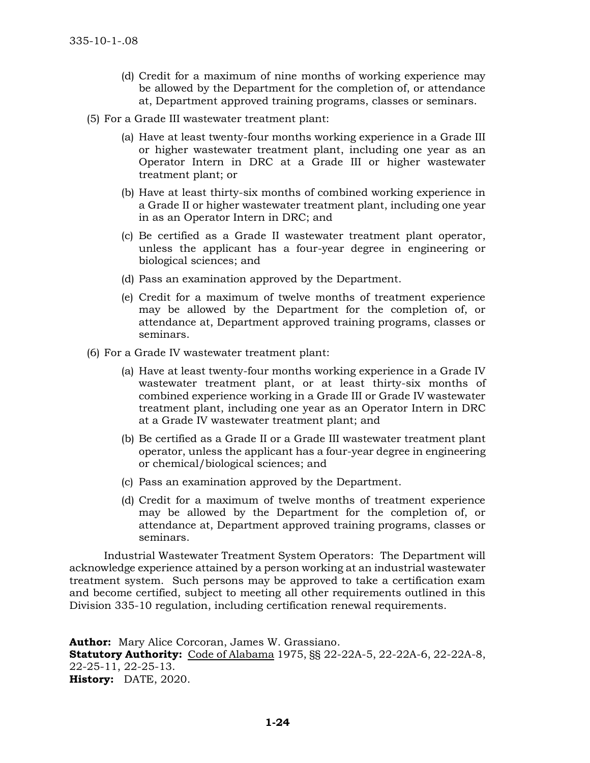(d) Credit for a maximum of nine months of working experience may be allowed by the Department for the completion of, or attendance at, Department approved training programs, classes or seminars.

(5) For a Grade III wastewater treatment plant:

(a) Have at least twenty-four months working experience in a Grade III or higher wastewater treatment plant, including one year as an Operator Intern in DRC at a Grade III or higher wastewater treatment plant; or

(b) Have at least thirty-six months of combined working experience in a Grade II or higher wastewater treatment plant, including one year in as an Operator Intern in DRC; and

(c) Be certified as a Grade II wastewater treatment plant operator, unless the applicant has a four-year degree in engineering or biological sciences; and

(d) Pass an examination approved by the Department.

(e) Credit for a maximum of twelve months of treatment experience may be allowed by the Department for the completion of, or attendance at, Department approved training programs, classes or seminars.

(6) For a Grade IV wastewater treatment plant:

(a) Have at least twenty-four months working experience in a Grade IV wastewater treatment plant, or at least thirty-six months of combined experience working in a Grade III or Grade IV wastewater treatment plant, including one year as an Operator Intern in DRC at a Grade IV wastewater treatment plant; and

(b) Be certified as a Grade II or a Grade III wastewater treatment plant operator, unless the applicant has a four-year degree in engineering or chemical/biological sciences; and

(c) Pass an examination approved by the Department.

(d) Credit for a maximum of twelve months of treatment experience may be allowed by the Department for the completion of, or attendance at, Department approved training programs, classes or seminars.

Industrial Wastewater Treatment System Operators: The Department will acknowledge experience attained by a person working at an industrial wastewater treatment system. Such persons may be approved to take a certification exam and become certified, subject to meeting all other requirements outlined in this Division 335-10 regulation, including certification renewal requirements.

**Author:** Mary Alice Corcoran, James W. Grassiano.
**Statutory Authority:** Code of Alabama 1975, §§ 22-22A-5, 22-22A-6, 22-22A-8, 22-25-11, 22-25-13.
**History:** DATE, 2020.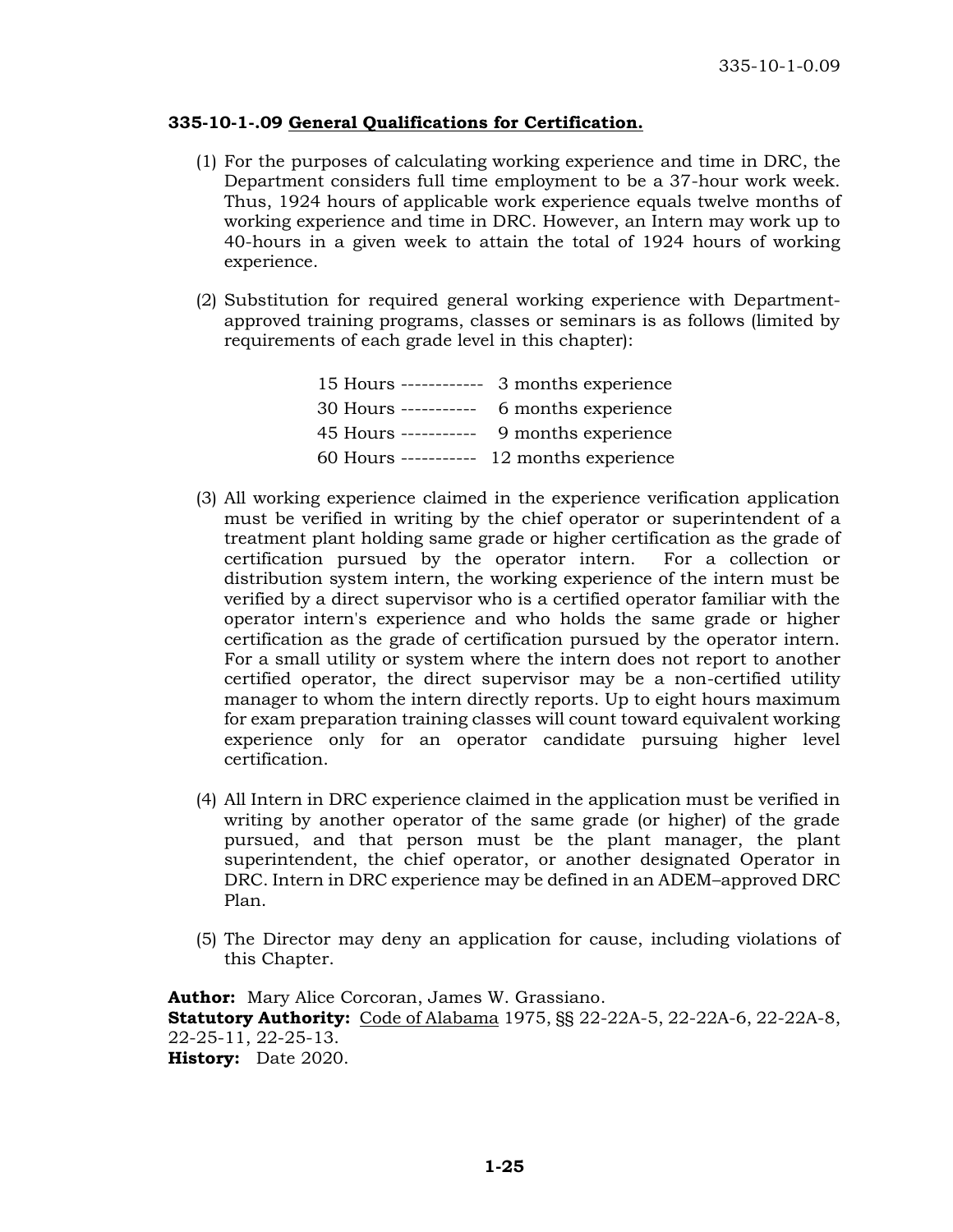**335-10-1-.09 General Qualifications for Certification.**

(1) For the purposes of calculating working experience and time in DRC, the Department considers full time employment to be a 37-hour work week. Thus, 1924 hours of applicable work experience equals twelve months of working experience and time in DRC. However, an Intern may work up to 40-hours in a given week to attain the total of 1924 hours of working experience.

(2) Substitution for required general working experience with Department-approved training programs, classes or seminars is as follows (limited by requirements of each grade level in this chapter):

| | |
|---|---|
| 15 Hours ------------ | 3 months experience |
| 30 Hours ----------- | 6 months experience |
| 45 Hours ----------- | 9 months experience |
| 60 Hours ----------- | 12 months experience |

(3) All working experience claimed in the experience verification application must be verified in writing by the chief operator or superintendent of a treatment plant holding same grade or higher certification as the grade of certification pursued by the operator intern. For a collection or distribution system intern, the working experience of the intern must be verified by a direct supervisor who is a certified operator familiar with the operator intern's experience and who holds the same grade or higher certification as the grade of certification pursued by the operator intern. For a small utility or system where the intern does not report to another certified operator, the direct supervisor may be a non-certified utility manager to whom the intern directly reports. Up to eight hours maximum for exam preparation training classes will count toward equivalent working experience only for an operator candidate pursuing higher level certification.

(4) All Intern in DRC experience claimed in the application must be verified in writing by another operator of the same grade (or higher) of the grade pursued, and that person must be the plant manager, the plant superintendent, the chief operator, or another designated Operator in DRC. Intern in DRC experience may be defined in an ADEM–approved DRC Plan.

(5) The Director may deny an application for cause, including violations of this Chapter.

**Author:** Mary Alice Corcoran, James W. Grassiano.
**Statutory Authority:** Code of Alabama 1975, §§ 22-22A-5, 22-22A-6, 22-22A-8, 22-25-11, 22-25-13.
**History:** Date 2020.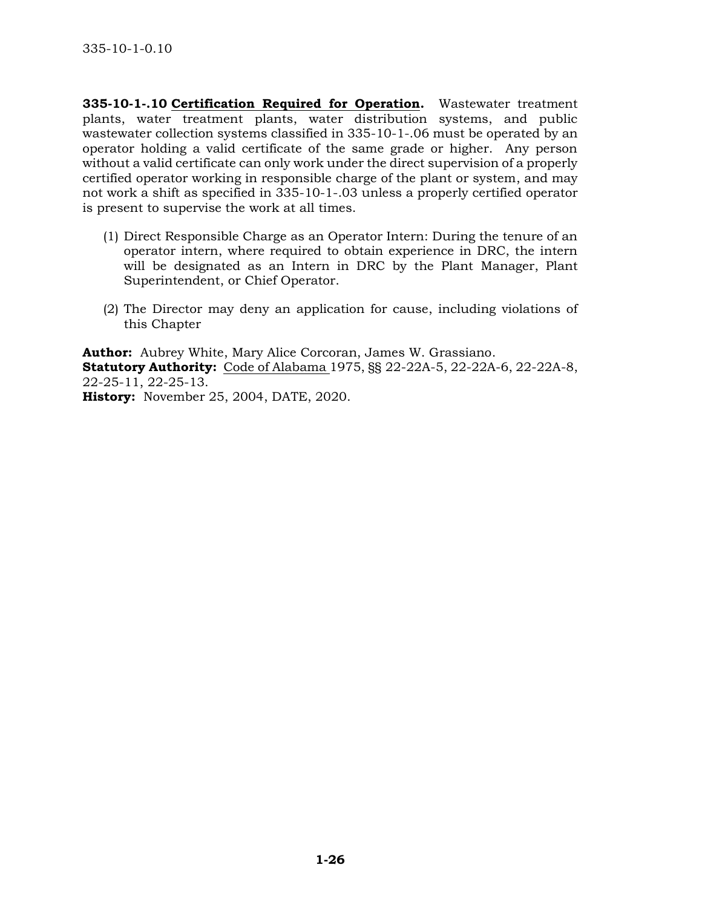**335-10-1-.10** **Certification Required for Operation.** Wastewater treatment plants, water treatment plants, water distribution systems, and public wastewater collection systems classified in 335-10-1-.06 must be operated by an operator holding a valid certificate of the same grade or higher. Any person without a valid certificate can only work under the direct supervision of a properly certified operator working in responsible charge of the plant or system, and may not work a shift as specified in 335-10-1-.03 unless a properly certified operator is present to supervise the work at all times.

(1) Direct Responsible Charge as an Operator Intern: During the tenure of an operator intern, where required to obtain experience in DRC, the intern will be designated as an Intern in DRC by the Plant Manager, Plant Superintendent, or Chief Operator.

(2) The Director may deny an application for cause, including violations of this Chapter

**Author:** Aubrey White, Mary Alice Corcoran, James W. Grassiano.
**Statutory Authority:** Code of Alabama 1975, §§ 22-22A-5, 22-22A-6, 22-22A-8, 22-25-11, 22-25-13.
**History:** November 25, 2004, DATE, 2020.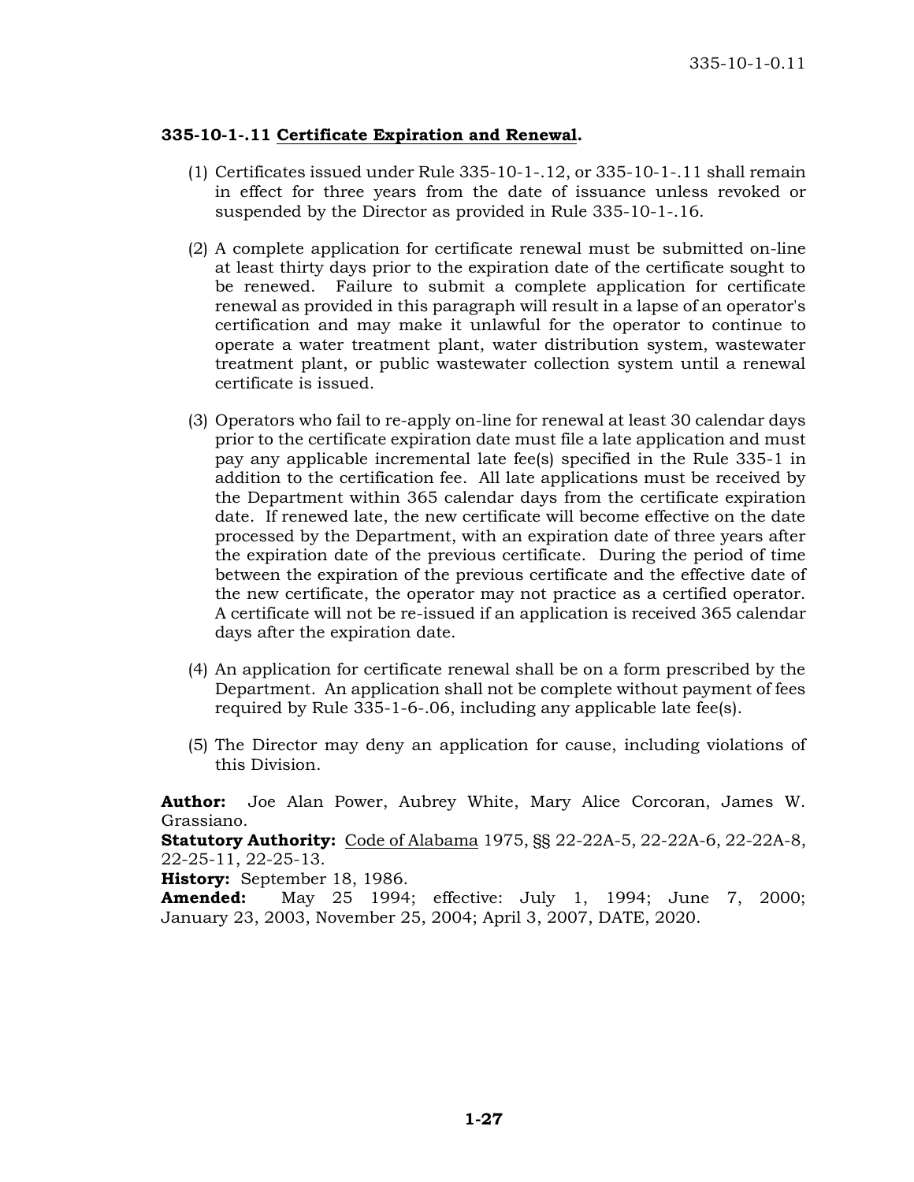**335-10-1-.11 <u>Certificate Expiration and Renewal</u>.**

(1) Certificates issued under Rule 335-10-1-.12, or 335-10-1-.11 shall remain in effect for three years from the date of issuance unless revoked or suspended by the Director as provided in Rule 335-10-1-.16.

(2) A complete application for certificate renewal must be submitted on-line at least thirty days prior to the expiration date of the certificate sought to be renewed. Failure to submit a complete application for certificate renewal as provided in this paragraph will result in a lapse of an operator's certification and may make it unlawful for the operator to continue to operate a water treatment plant, water distribution system, wastewater treatment plant, or public wastewater collection system until a renewal certificate is issued.

(3) Operators who fail to re-apply on-line for renewal at least 30 calendar days prior to the certificate expiration date must file a late application and must pay any applicable incremental late fee(s) specified in the Rule 335-1 in addition to the certification fee. All late applications must be received by the Department within 365 calendar days from the certificate expiration date. If renewed late, the new certificate will become effective on the date processed by the Department, with an expiration date of three years after the expiration date of the previous certificate. During the period of time between the expiration of the previous certificate and the effective date of the new certificate, the operator may not practice as a certified operator. A certificate will not be re-issued if an application is received 365 calendar days after the expiration date.

(4) An application for certificate renewal shall be on a form prescribed by the Department. An application shall not be complete without payment of fees required by Rule 335-1-6-.06, including any applicable late fee(s).

(5) The Director may deny an application for cause, including violations of this Division.

**Author:** Joe Alan Power, Aubrey White, Mary Alice Corcoran, James W. Grassiano.
**Statutory Authority:** <u>Code of Alabama</u> 1975, §§ 22-22A-5, 22-22A-6, 22-22A-8, 22-25-11, 22-25-13.
**History:** September 18, 1986.
**Amended:** May 25 1994; effective: July 1, 1994; June 7, 2000; January 23, 2003, November 25, 2004; April 3, 2007, DATE, 2020.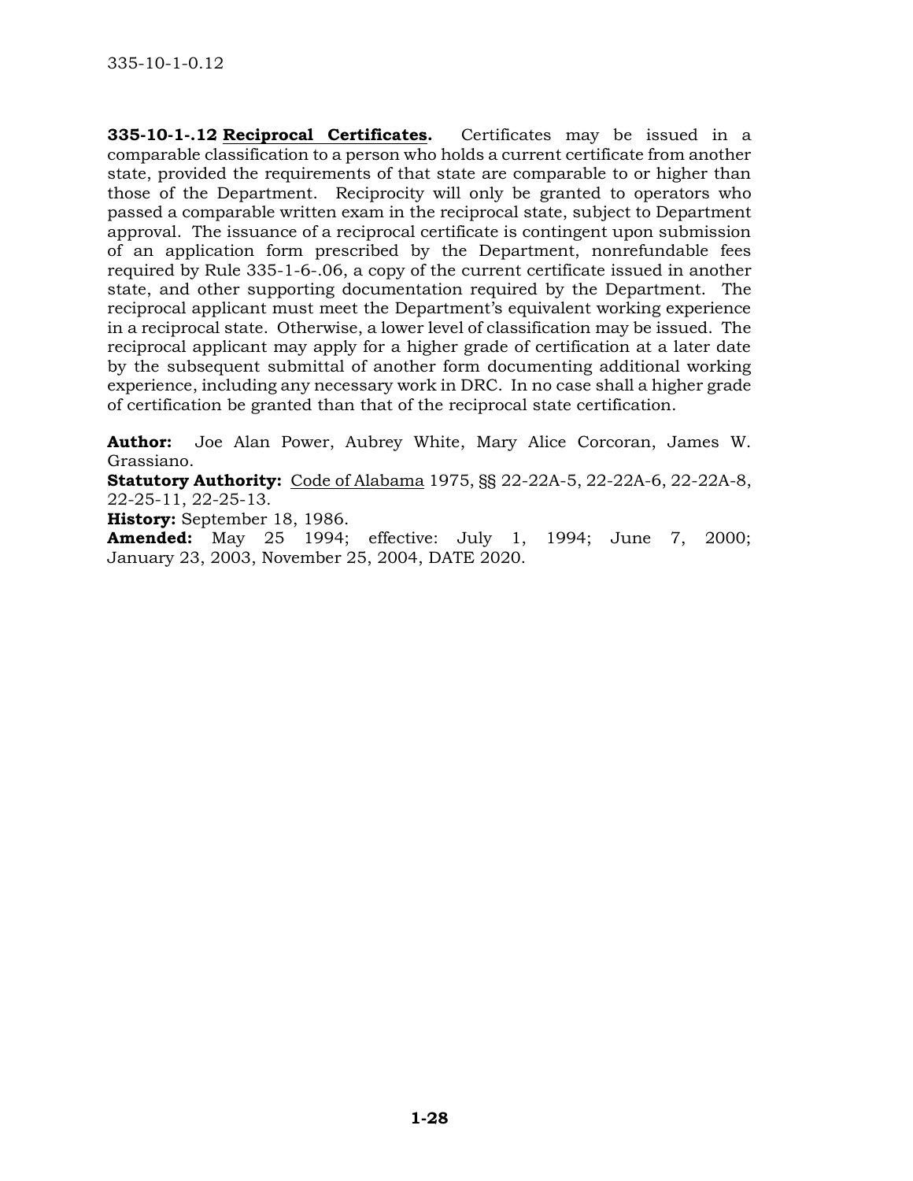**335-10-1-.12 Reciprocal Certificates.** Certificates may be issued in a comparable classification to a person who holds a current certificate from another state, provided the requirements of that state are comparable to or higher than those of the Department. Reciprocity will only be granted to operators who passed a comparable written exam in the reciprocal state, subject to Department approval. The issuance of a reciprocal certificate is contingent upon submission of an application form prescribed by the Department, nonrefundable fees required by Rule 335-1-6-.06, a copy of the current certificate issued in another state, and other supporting documentation required by the Department. The reciprocal applicant must meet the Department's equivalent working experience in a reciprocal state. Otherwise, a lower level of classification may be issued. The reciprocal applicant may apply for a higher grade of certification at a later date by the subsequent submittal of another form documenting additional working experience, including any necessary work in DRC. In no case shall a higher grade of certification be granted than that of the reciprocal state certification.

**Author:** Joe Alan Power, Aubrey White, Mary Alice Corcoran, James W. Grassiano.
**Statutory Authority:** Code of Alabama 1975, §§ 22-22A-5, 22-22A-6, 22-22A-8, 22-25-11, 22-25-13.
**History:** September 18, 1986.
**Amended:** May 25 1994; effective: July 1, 1994; June 7, 2000; January 23, 2003, November 25, 2004, DATE 2020.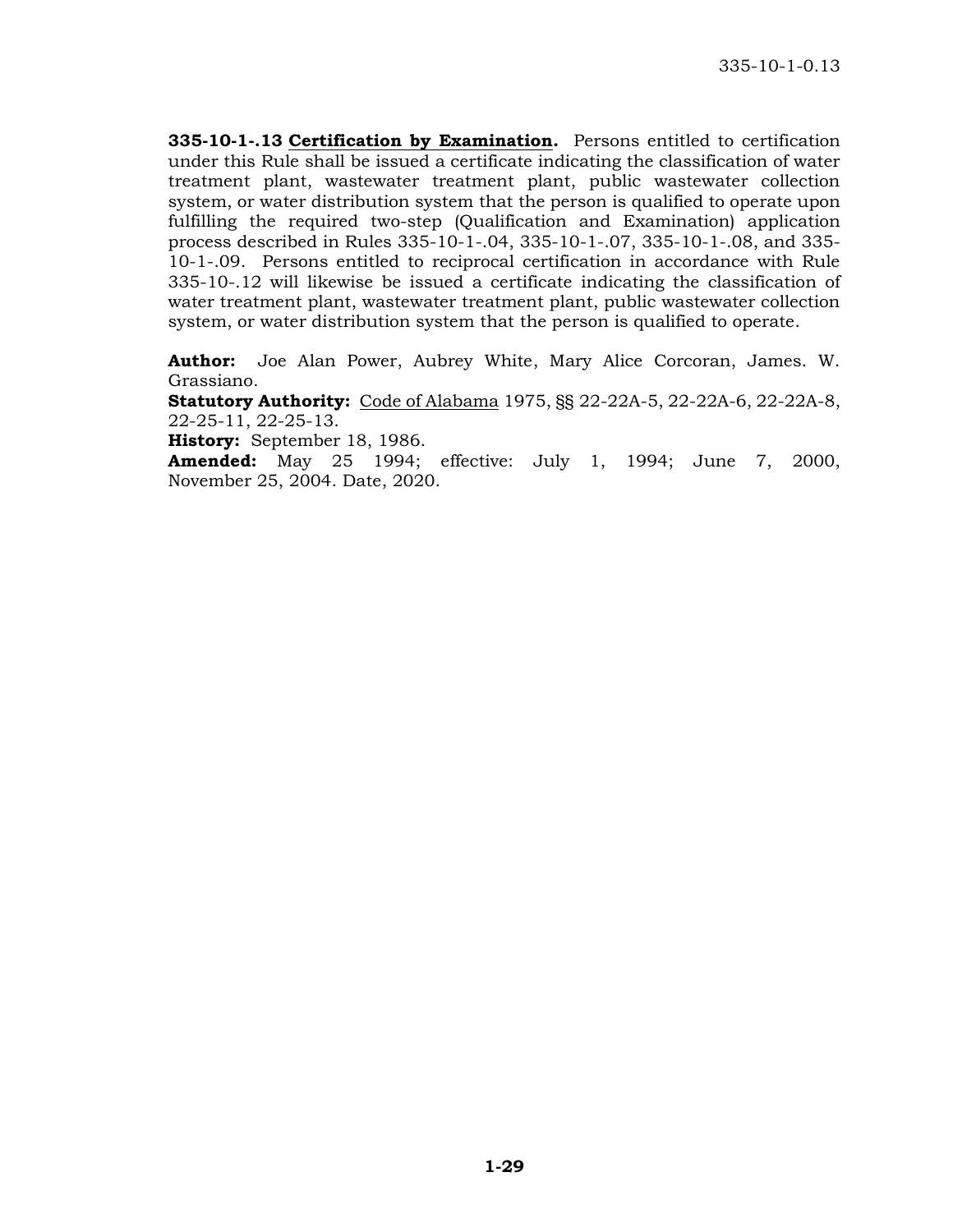**335-10-1-.13 Certification by Examination.** Persons entitled to certification under this Rule shall be issued a certificate indicating the classification of water treatment plant, wastewater treatment plant, public wastewater collection system, or water distribution system that the person is qualified to operate upon fulfilling the required two-step (Qualification and Examination) application process described in Rules 335-10-1-.04, 335-10-1-.07, 335-10-1-.08, and 335-10-1-.09. Persons entitled to reciprocal certification in accordance with Rule 335-10-.12 will likewise be issued a certificate indicating the classification of water treatment plant, wastewater treatment plant, public wastewater collection system, or water distribution system that the person is qualified to operate.

**Author:** Joe Alan Power, Aubrey White, Mary Alice Corcoran, James. W. Grassiano.
**Statutory Authority:** Code of Alabama 1975, §§ 22-22A-5, 22-22A-6, 22-22A-8, 22-25-11, 22-25-13.
**History:** September 18, 1986.
**Amended:** May 25 1994; effective: July 1, 1994; June 7, 2000, November 25, 2004. Date, 2020.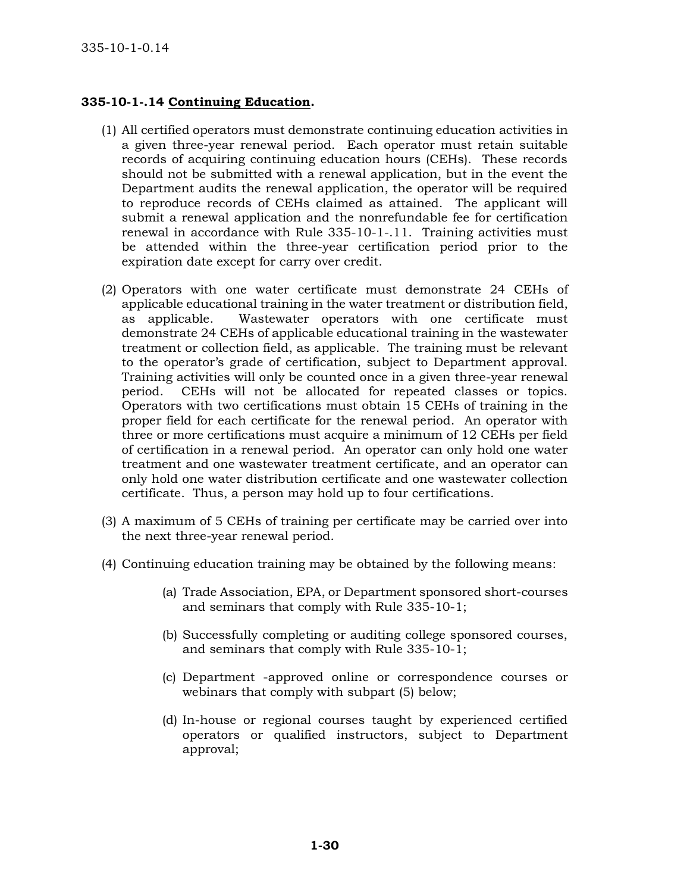**335-10-1-.14 Continuing Education.**

(1) All certified operators must demonstrate continuing education activities in a given three-year renewal period. Each operator must retain suitable records of acquiring continuing education hours (CEHs). These records should not be submitted with a renewal application, but in the event the Department audits the renewal application, the operator will be required to reproduce records of CEHs claimed as attained. The applicant will submit a renewal application and the nonrefundable fee for certification renewal in accordance with Rule 335-10-1-.11. Training activities must be attended within the three-year certification period prior to the expiration date except for carry over credit.

(2) Operators with one water certificate must demonstrate 24 CEHs of applicable educational training in the water treatment or distribution field, as applicable. Wastewater operators with one certificate must demonstrate 24 CEHs of applicable educational training in the wastewater treatment or collection field, as applicable. The training must be relevant to the operator's grade of certification, subject to Department approval. Training activities will only be counted once in a given three-year renewal period. CEHs will not be allocated for repeated classes or topics. Operators with two certifications must obtain 15 CEHs of training in the proper field for each certificate for the renewal period. An operator with three or more certifications must acquire a minimum of 12 CEHs per field of certification in a renewal period. An operator can only hold one water treatment and one wastewater treatment certificate, and an operator can only hold one water distribution certificate and one wastewater collection certificate. Thus, a person may hold up to four certifications.

(3) A maximum of 5 CEHs of training per certificate may be carried over into the next three-year renewal period.

(4) Continuing education training may be obtained by the following means:

   (a) Trade Association, EPA, or Department sponsored short-courses and seminars that comply with Rule 335-10-1;

   (b) Successfully completing or auditing college sponsored courses, and seminars that comply with Rule 335-10-1;

   (c) Department -approved online or correspondence courses or webinars that comply with subpart (5) below;

   (d) In-house or regional courses taught by experienced certified operators or qualified instructors, subject to Department approval;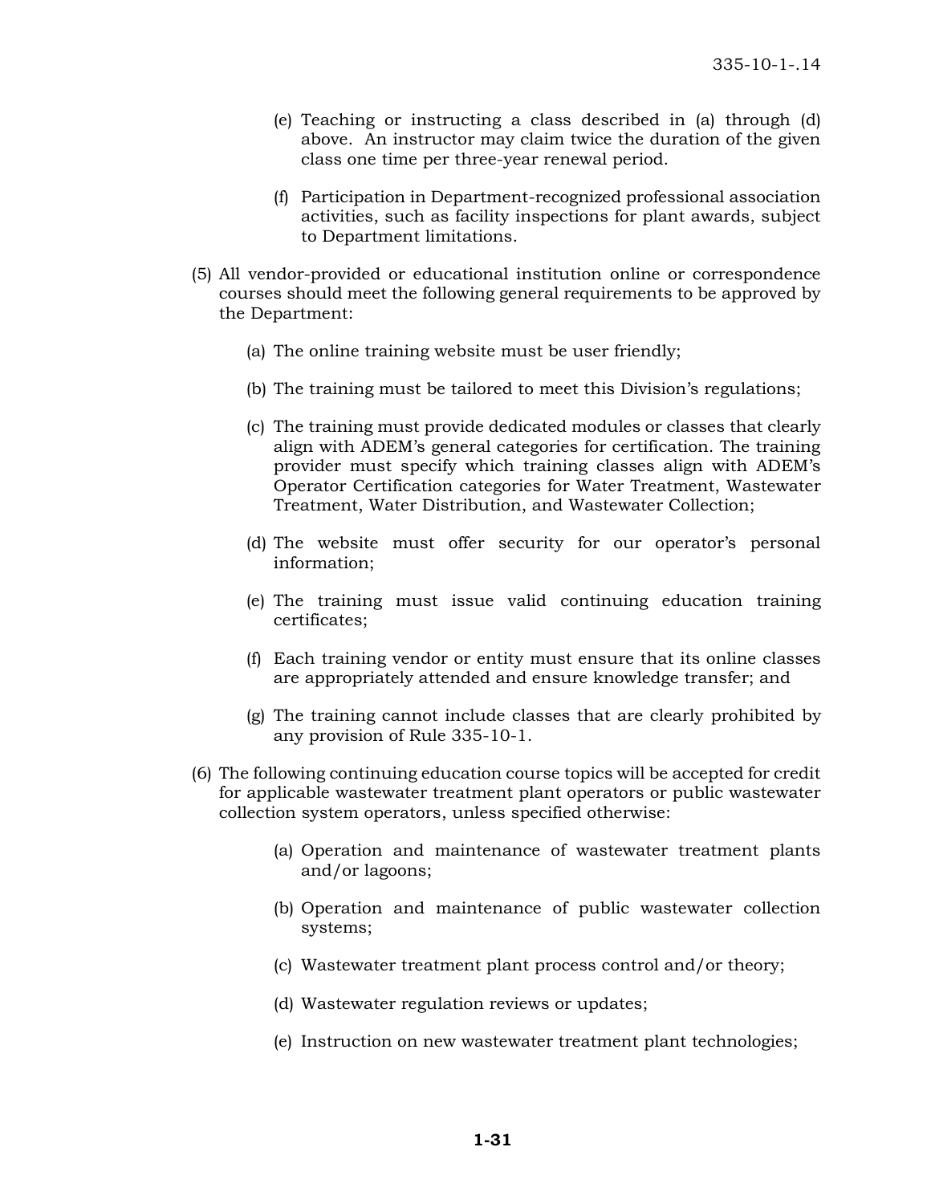(e) Teaching or instructing a class described in (a) through (d) above. An instructor may claim twice the duration of the given class one time per three-year renewal period.

(f) Participation in Department-recognized professional association activities, such as facility inspections for plant awards, subject to Department limitations.

(5) All vendor-provided or educational institution online or correspondence courses should meet the following general requirements to be approved by the Department:

(a) The online training website must be user friendly;

(b) The training must be tailored to meet this Division's regulations;

(c) The training must provide dedicated modules or classes that clearly align with ADEM's general categories for certification. The training provider must specify which training classes align with ADEM's Operator Certification categories for Water Treatment, Wastewater Treatment, Water Distribution, and Wastewater Collection;

(d) The website must offer security for our operator's personal information;

(e) The training must issue valid continuing education training certificates;

(f) Each training vendor or entity must ensure that its online classes are appropriately attended and ensure knowledge transfer; and

(g) The training cannot include classes that are clearly prohibited by any provision of Rule 335-10-1.

(6) The following continuing education course topics will be accepted for credit for applicable wastewater treatment plant operators or public wastewater collection system operators, unless specified otherwise:

(a) Operation and maintenance of wastewater treatment plants and/or lagoons;

(b) Operation and maintenance of public wastewater collection systems;

(c) Wastewater treatment plant process control and/or theory;

(d) Wastewater regulation reviews or updates;

(e) Instruction on new wastewater treatment plant technologies;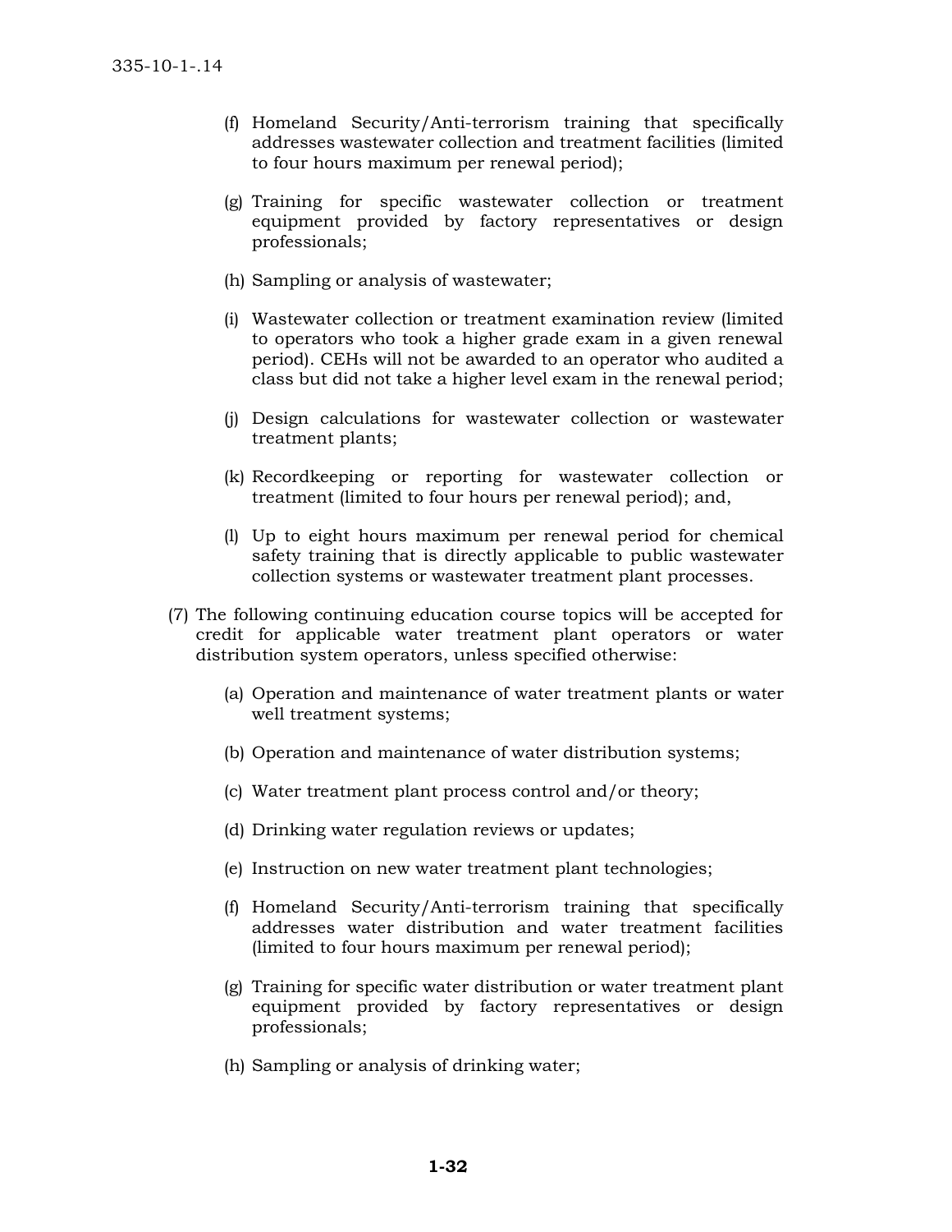(f) Homeland Security/Anti-terrorism training that specifically addresses wastewater collection and treatment facilities (limited to four hours maximum per renewal period);

(g) Training for specific wastewater collection or treatment equipment provided by factory representatives or design professionals;

(h) Sampling or analysis of wastewater;

(i) Wastewater collection or treatment examination review (limited to operators who took a higher grade exam in a given renewal period). CEHs will not be awarded to an operator who audited a class but did not take a higher level exam in the renewal period;

(j) Design calculations for wastewater collection or wastewater treatment plants;

(k) Recordkeeping or reporting for wastewater collection or treatment (limited to four hours per renewal period); and,

(l) Up to eight hours maximum per renewal period for chemical safety training that is directly applicable to public wastewater collection systems or wastewater treatment plant processes.

(7) The following continuing education course topics will be accepted for credit for applicable water treatment plant operators or water distribution system operators, unless specified otherwise:

(a) Operation and maintenance of water treatment plants or water well treatment systems;

(b) Operation and maintenance of water distribution systems;

(c) Water treatment plant process control and/or theory;

(d) Drinking water regulation reviews or updates;

(e) Instruction on new water treatment plant technologies;

(f) Homeland Security/Anti-terrorism training that specifically addresses water distribution and water treatment facilities (limited to four hours maximum per renewal period);

(g) Training for specific water distribution or water treatment plant equipment provided by factory representatives or design professionals;

(h) Sampling or analysis of drinking water;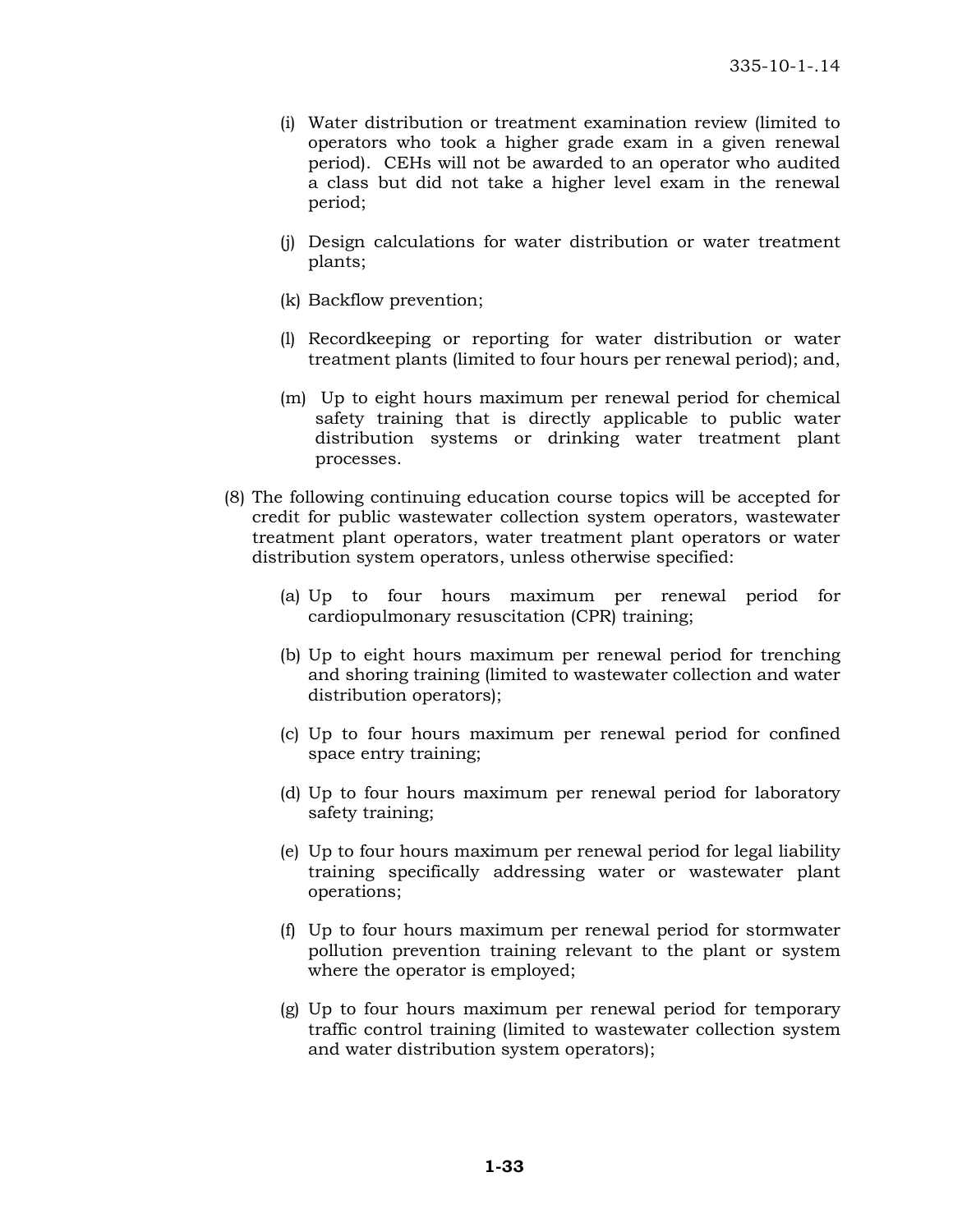(i) Water distribution or treatment examination review (limited to operators who took a higher grade exam in a given renewal period). CEHs will not be awarded to an operator who audited a class but did not take a higher level exam in the renewal period;

(j) Design calculations for water distribution or water treatment plants;

(k) Backflow prevention;

(l) Recordkeeping or reporting for water distribution or water treatment plants (limited to four hours per renewal period); and,

(m) Up to eight hours maximum per renewal period for chemical safety training that is directly applicable to public water distribution systems or drinking water treatment plant processes.

(8) The following continuing education course topics will be accepted for credit for public wastewater collection system operators, wastewater treatment plant operators, water treatment plant operators or water distribution system operators, unless otherwise specified:

(a) Up to four hours maximum per renewal period for cardiopulmonary resuscitation (CPR) training;

(b) Up to eight hours maximum per renewal period for trenching and shoring training (limited to wastewater collection and water distribution operators);

(c) Up to four hours maximum per renewal period for confined space entry training;

(d) Up to four hours maximum per renewal period for laboratory safety training;

(e) Up to four hours maximum per renewal period for legal liability training specifically addressing water or wastewater plant operations;

(f) Up to four hours maximum per renewal period for stormwater pollution prevention training relevant to the plant or system where the operator is employed;

(g) Up to four hours maximum per renewal period for temporary traffic control training (limited to wastewater collection system and water distribution system operators);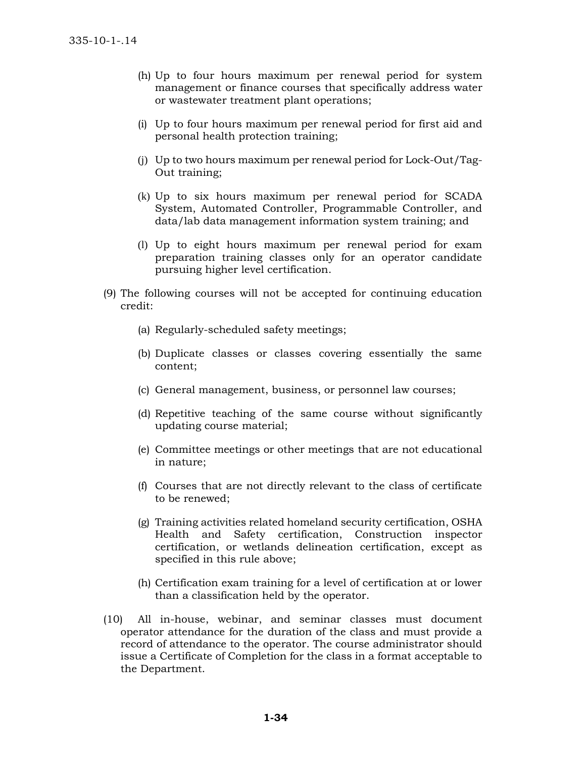(h) Up to four hours maximum per renewal period for system management or finance courses that specifically address water or wastewater treatment plant operations;

(i) Up to four hours maximum per renewal period for first aid and personal health protection training;

(j) Up to two hours maximum per renewal period for Lock-Out/Tag-Out training;

(k) Up to six hours maximum per renewal period for SCADA System, Automated Controller, Programmable Controller, and data/lab data management information system training; and

(l) Up to eight hours maximum per renewal period for exam preparation training classes only for an operator candidate pursuing higher level certification.

(9) The following courses will not be accepted for continuing education credit:

(a) Regularly-scheduled safety meetings;

(b) Duplicate classes or classes covering essentially the same content;

(c) General management, business, or personnel law courses;

(d) Repetitive teaching of the same course without significantly updating course material;

(e) Committee meetings or other meetings that are not educational in nature;

(f) Courses that are not directly relevant to the class of certificate to be renewed;

(g) Training activities related homeland security certification, OSHA Health and Safety certification, Construction inspector certification, or wetlands delineation certification, except as specified in this rule above;

(h) Certification exam training for a level of certification at or lower than a classification held by the operator.

(10) All in-house, webinar, and seminar classes must document operator attendance for the duration of the class and must provide a record of attendance to the operator. The course administrator should issue a Certificate of Completion for the class in a format acceptable to the Department.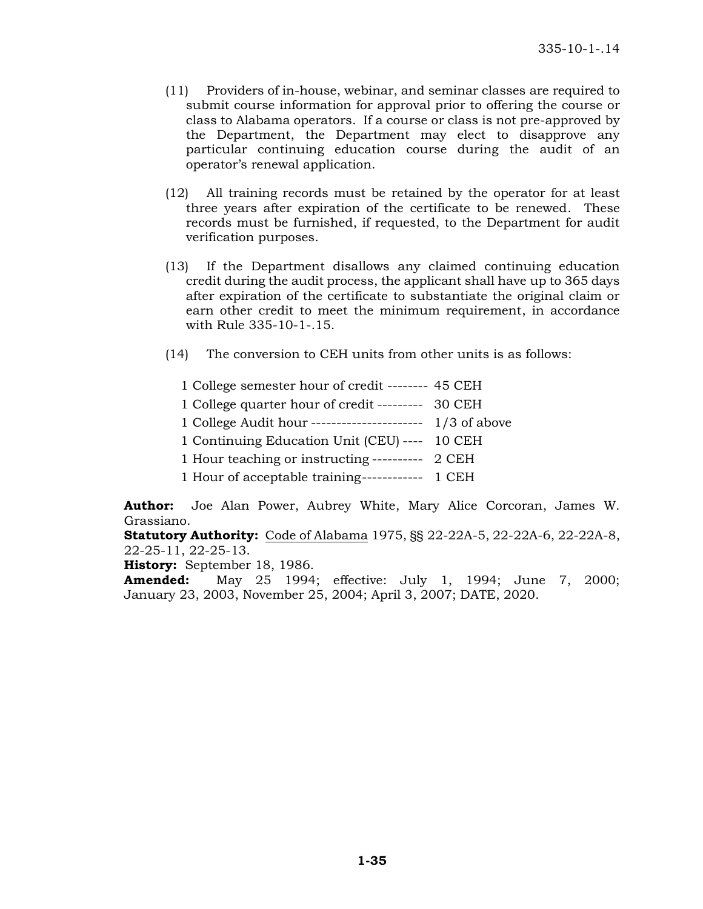(11) Providers of in-house, webinar, and seminar classes are required to submit course information for approval prior to offering the course or class to Alabama operators. If a course or class is not pre-approved by the Department, the Department may elect to disapprove any particular continuing education course during the audit of an operator's renewal application.

(12) All training records must be retained by the operator for at least three years after expiration of the certificate to be renewed. These records must be furnished, if requested, to the Department for audit verification purposes.

(13) If the Department disallows any claimed continuing education credit during the audit process, the applicant shall have up to 365 days after expiration of the certificate to substantiate the original claim or earn other credit to meet the minimum requirement, in accordance with Rule 335-10-1-.15.

(14) The conversion to CEH units from other units is as follows:

1 College semester hour of credit -------- 45 CEH
1 College quarter hour of credit --------- 30 CEH
1 College Audit hour ---------------------- 1/3 of above
1 Continuing Education Unit (CEU) ---- 10 CEH
1 Hour teaching or instructing ---------- 2 CEH
1 Hour of acceptable training------------ 1 CEH

**Author:** Joe Alan Power, Aubrey White, Mary Alice Corcoran, James W. Grassiano.
**Statutory Authority:** Code of Alabama 1975, §§ 22-22A-5, 22-22A-6, 22-22A-8, 22-25-11, 22-25-13.
**History:** September 18, 1986.
**Amended:** May 25 1994; effective: July 1, 1994; June 7, 2000; January 23, 2003, November 25, 2004; April 3, 2007; DATE, 2020.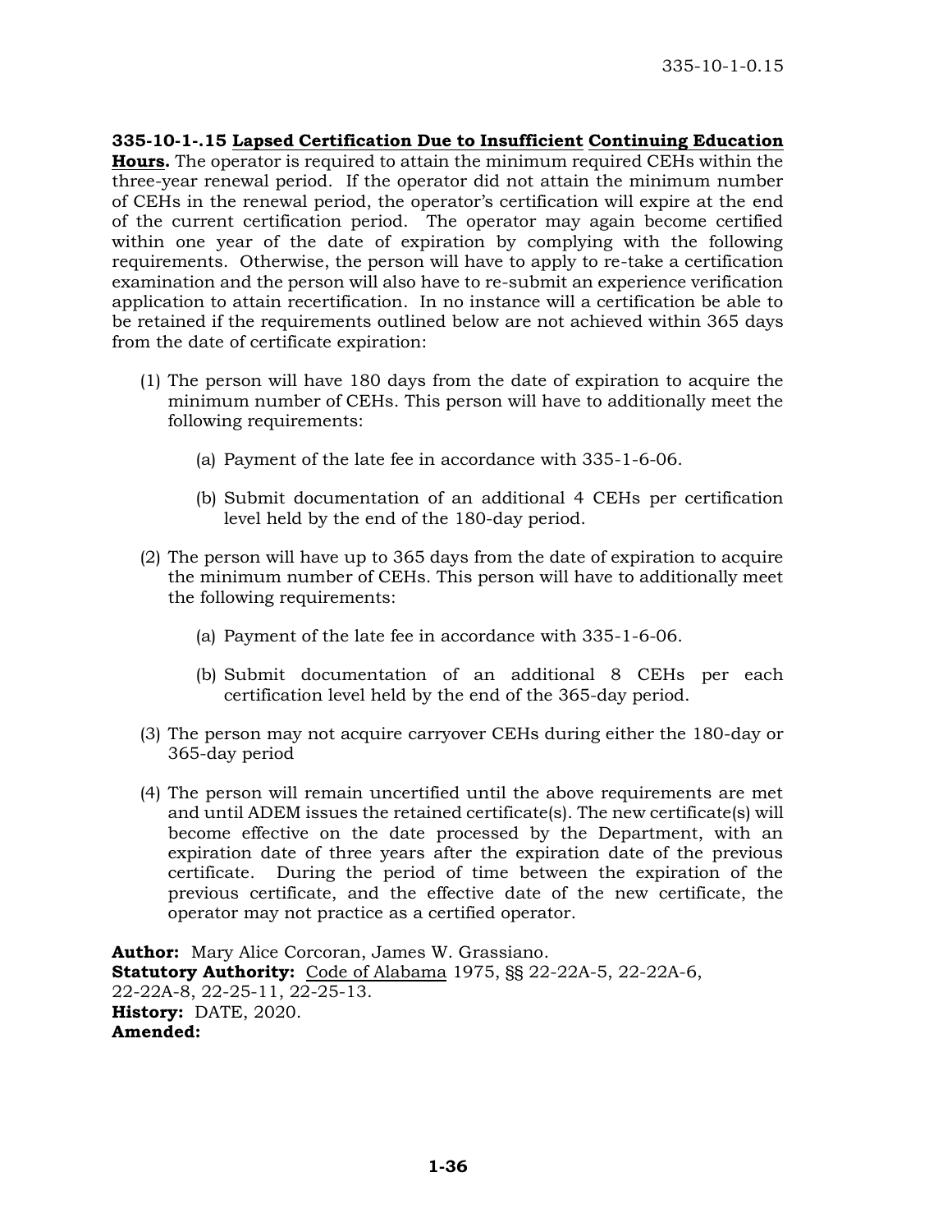**335-10-1-.15 Lapsed Certification Due to Insufficient Continuing Education Hours.** The operator is required to attain the minimum required CEHs within the three-year renewal period. If the operator did not attain the minimum number of CEHs in the renewal period, the operator's certification will expire at the end of the current certification period. The operator may again become certified within one year of the date of expiration by complying with the following requirements. Otherwise, the person will have to apply to re-take a certification examination and the person will also have to re-submit an experience verification application to attain recertification. In no instance will a certification be able to be retained if the requirements outlined below are not achieved within 365 days from the date of certificate expiration:

(1) The person will have 180 days from the date of expiration to acquire the minimum number of CEHs. This person will have to additionally meet the following requirements:

  (a) Payment of the late fee in accordance with 335-1-6-06.

  (b) Submit documentation of an additional 4 CEHs per certification level held by the end of the 180-day period.

(2) The person will have up to 365 days from the date of expiration to acquire the minimum number of CEHs. This person will have to additionally meet the following requirements:

  (a) Payment of the late fee in accordance with 335-1-6-06.

  (b) Submit documentation of an additional 8 CEHs per each certification level held by the end of the 365-day period.

(3) The person may not acquire carryover CEHs during either the 180-day or 365-day period

(4) The person will remain uncertified until the above requirements are met and until ADEM issues the retained certificate(s). The new certificate(s) will become effective on the date processed by the Department, with an expiration date of three years after the expiration date of the previous certificate. During the period of time between the expiration of the previous certificate, and the effective date of the new certificate, the operator may not practice as a certified operator.

**Author:** Mary Alice Corcoran, James W. Grassiano.
**Statutory Authority:** Code of Alabama 1975, §§ 22-22A-5, 22-22A-6, 22-22A-8, 22-25-11, 22-25-13.
**History:** DATE, 2020.
**Amended:**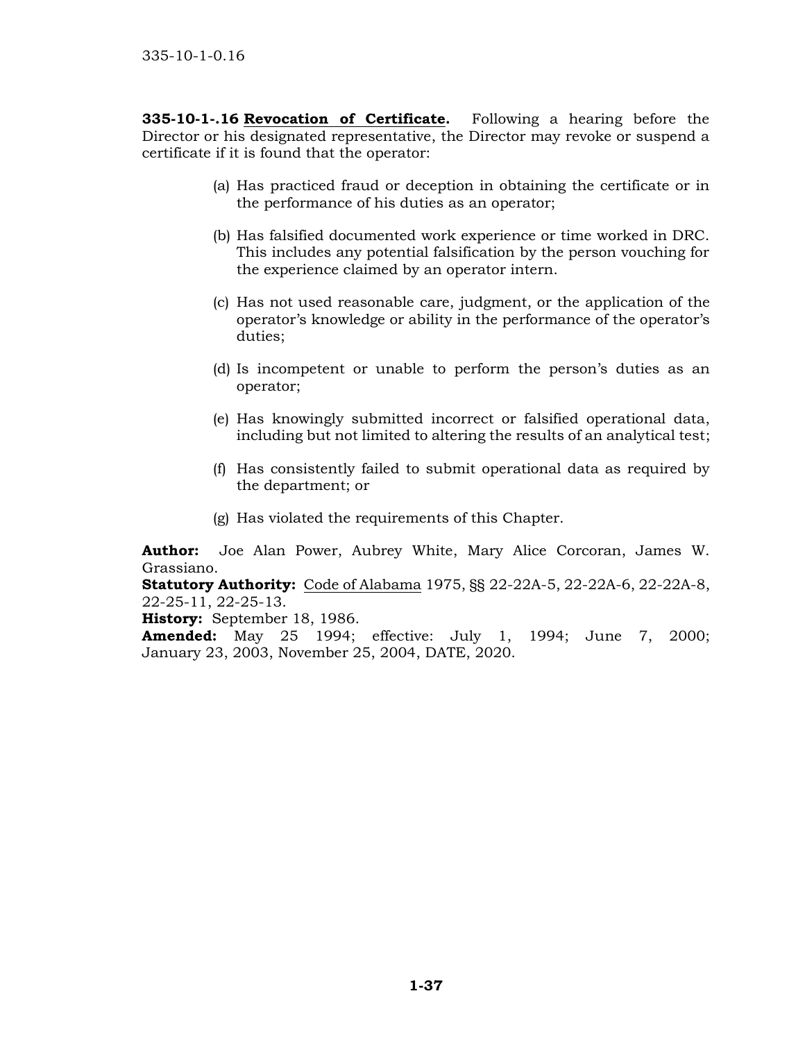**335-10-1-.16 Revocation of Certificate.** Following a hearing before the Director or his designated representative, the Director may revoke or suspend a certificate if it is found that the operator:

(a) Has practiced fraud or deception in obtaining the certificate or in the performance of his duties as an operator;

(b) Has falsified documented work experience or time worked in DRC. This includes any potential falsification by the person vouching for the experience claimed by an operator intern.

(c) Has not used reasonable care, judgment, or the application of the operator's knowledge or ability in the performance of the operator's duties;

(d) Is incompetent or unable to perform the person's duties as an operator;

(e) Has knowingly submitted incorrect or falsified operational data, including but not limited to altering the results of an analytical test;

(f) Has consistently failed to submit operational data as required by the department; or

(g) Has violated the requirements of this Chapter.

**Author:** Joe Alan Power, Aubrey White, Mary Alice Corcoran, James W. Grassiano.
**Statutory Authority:** Code of Alabama 1975, §§ 22-22A-5, 22-22A-6, 22-22A-8, 22-25-11, 22-25-13.
**History:** September 18, 1986.
**Amended:** May 25 1994; effective: July 1, 1994; June 7, 2000; January 23, 2003, November 25, 2004, DATE, 2020.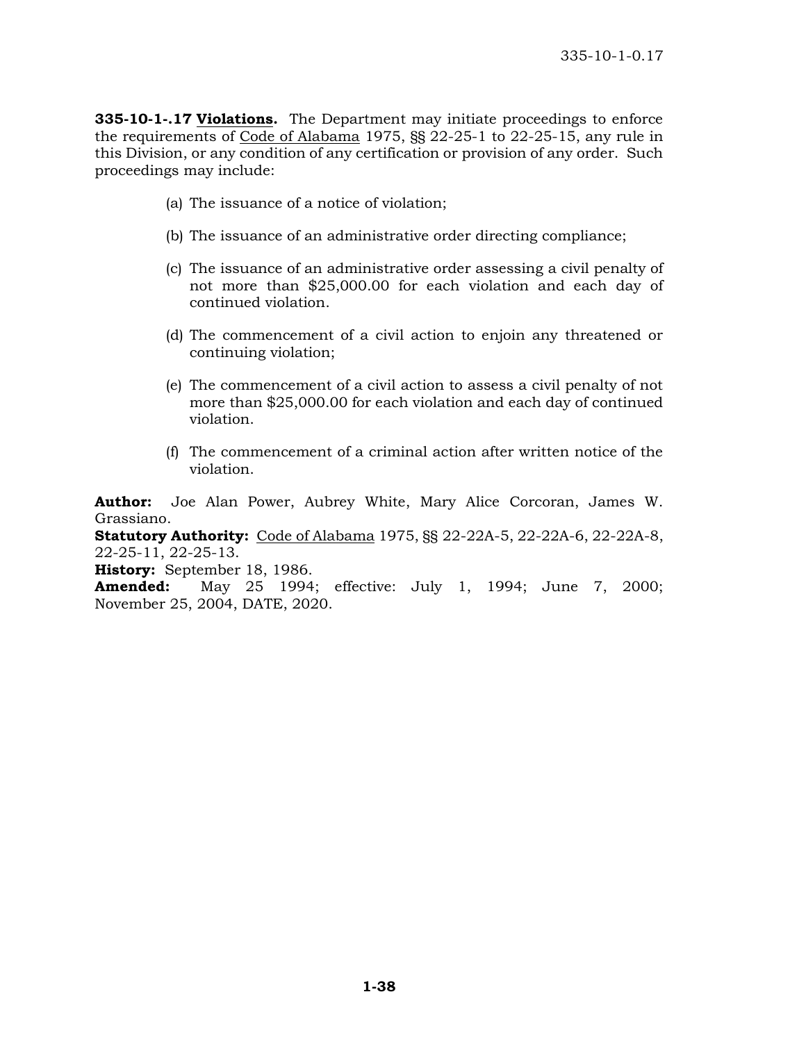**335-10-1-.17 Violations.** The Department may initiate proceedings to enforce the requirements of Code of Alabama 1975, §§ 22-25-1 to 22-25-15, any rule in this Division, or any condition of any certification or provision of any order. Such proceedings may include:

(a) The issuance of a notice of violation;

(b) The issuance of an administrative order directing compliance;

(c) The issuance of an administrative order assessing a civil penalty of not more than $25,000.00 for each violation and each day of continued violation.

(d) The commencement of a civil action to enjoin any threatened or continuing violation;

(e) The commencement of a civil action to assess a civil penalty of not more than $25,000.00 for each violation and each day of continued violation.

(f) The commencement of a criminal action after written notice of the violation.

**Author:** Joe Alan Power, Aubrey White, Mary Alice Corcoran, James W. Grassiano.
**Statutory Authority:** Code of Alabama 1975, §§ 22-22A-5, 22-22A-6, 22-22A-8, 22-25-11, 22-25-13.
**History:** September 18, 1986.
**Amended:** May 25 1994; effective: July 1, 1994; June 7, 2000; November 25, 2004, DATE, 2020.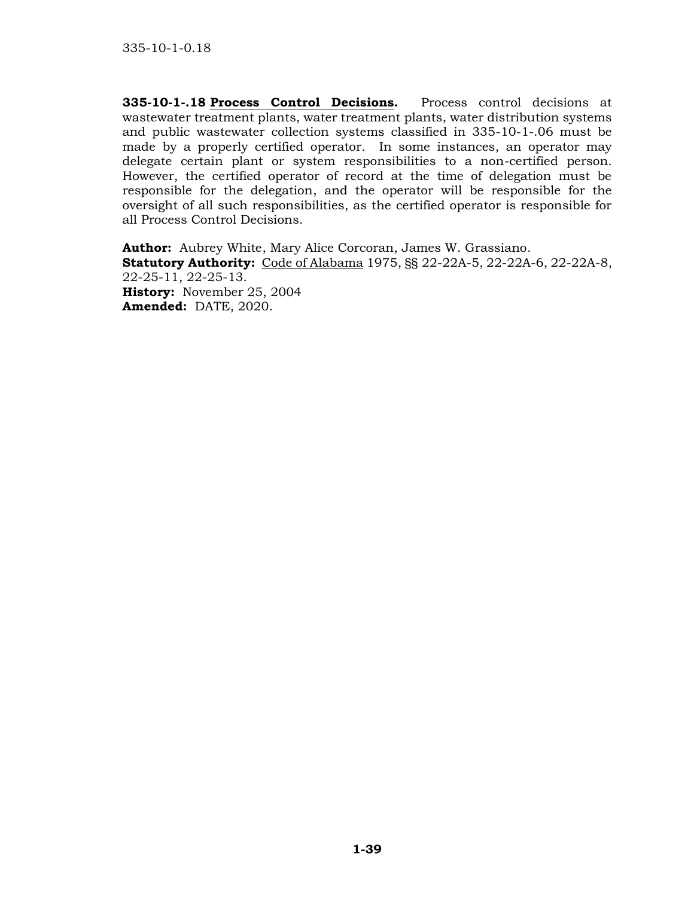**335-10-1-.18 <u>Process Control Decisions</u>.** Process control decisions at wastewater treatment plants, water treatment plants, water distribution systems and public wastewater collection systems classified in 335-10-1-.06 must be made by a properly certified operator. In some instances, an operator may delegate certain plant or system responsibilities to a non-certified person. However, the certified operator of record at the time of delegation must be responsible for the delegation, and the operator will be responsible for the oversight of all such responsibilities, as the certified operator is responsible for all Process Control Decisions.

**Author:** Aubrey White, Mary Alice Corcoran, James W. Grassiano.
**Statutory Authority:** <u>Code of Alabama</u> 1975, §§ 22-22A-5, 22-22A-6, 22-22A-8, 22-25-11, 22-25-13.
**History:** November 25, 2004
**Amended:** DATE, 2020.